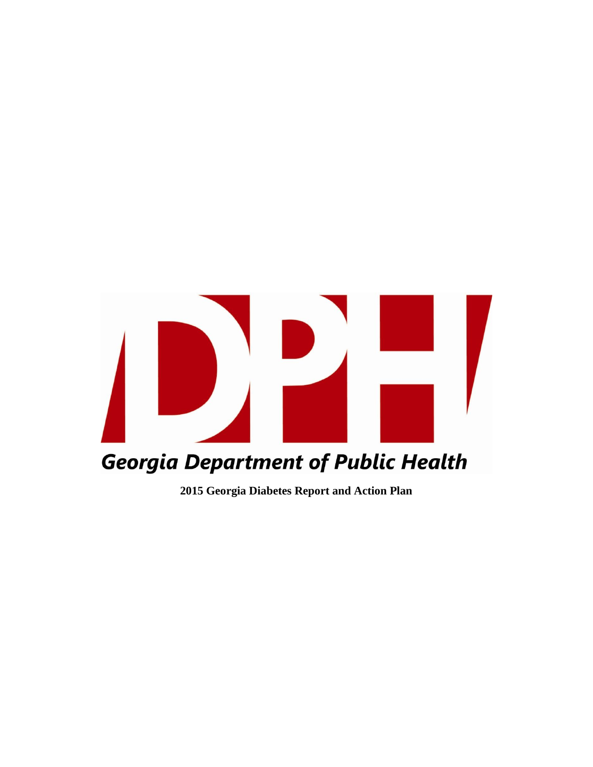# Georgia Department of Public Health

**2015 Georgia Diabetes Report and Action Plan**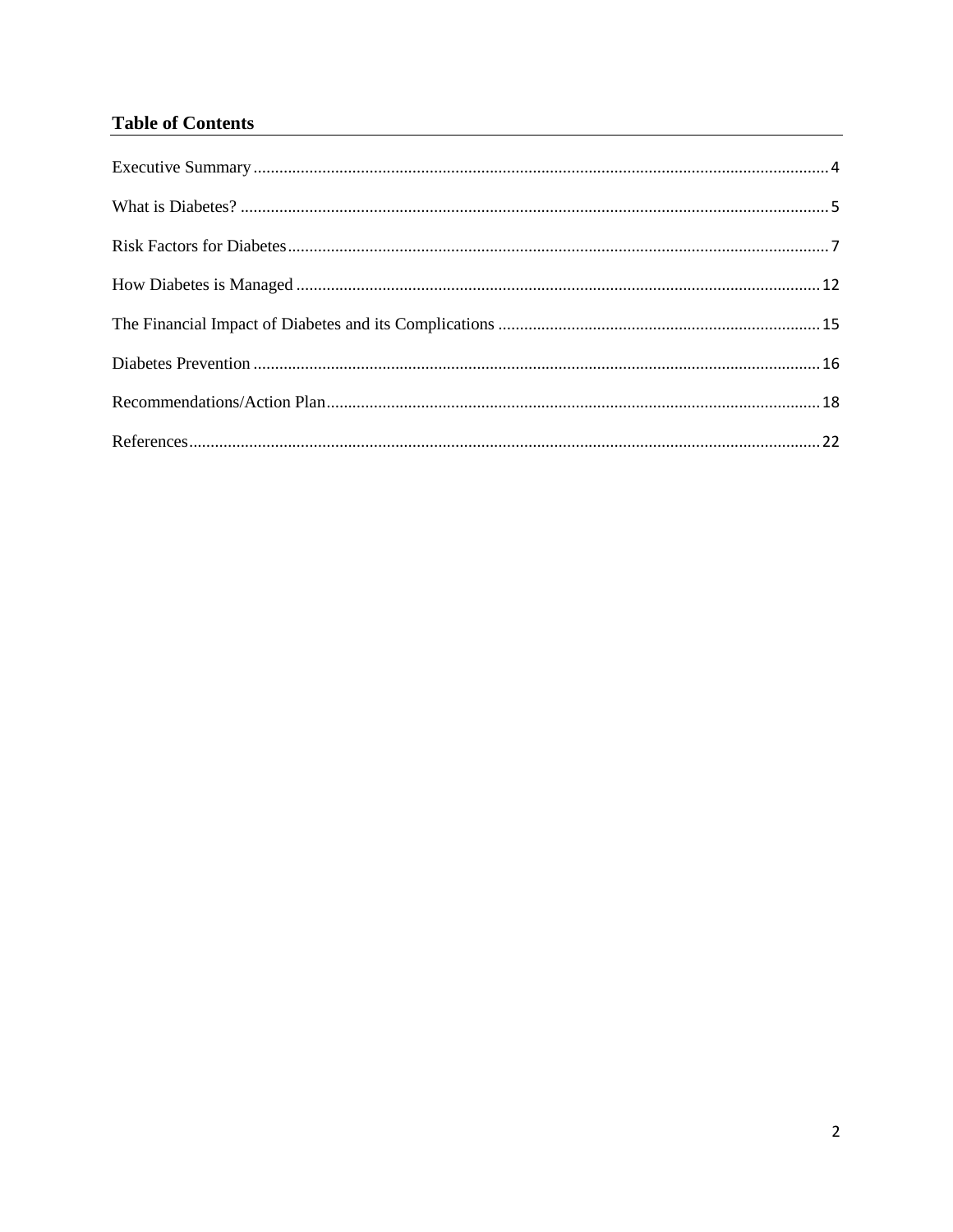## Table of Contents

Executive Summary ........................................................................................................................................ 4

What is Diabetes? ........................................................................................................................................ 5

Risk Factors for Diabetes ............................................................................................................................. 7

How Diabetes is Managed ......................................................................................................................... 12

The Financial Impact of Diabetes and its Complications .......................................................................... 15

Diabetes Prevention ................................................................................................................................... 16

Recommendations/Action Plan .................................................................................................................. 18

References .................................................................................................................................................. 22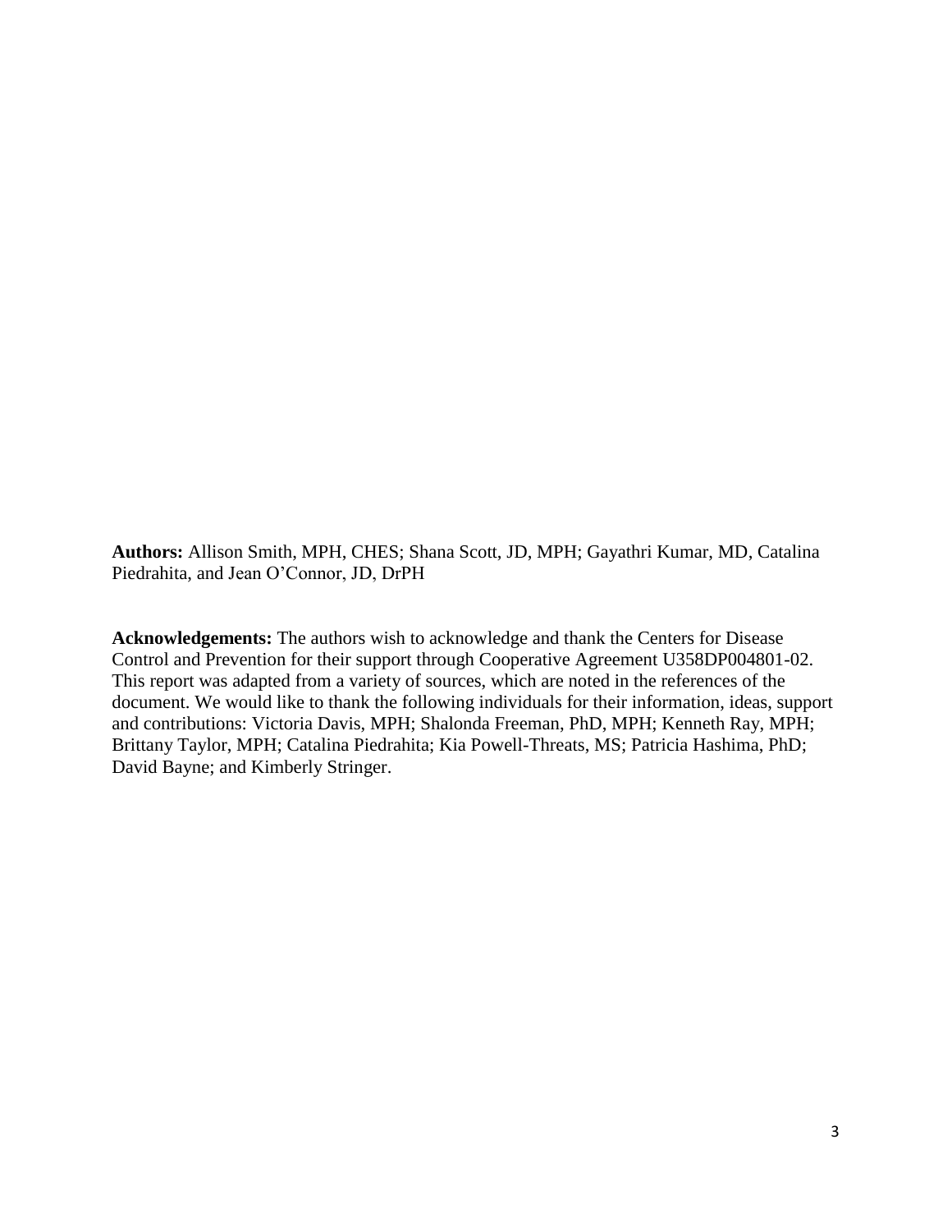**Authors:** Allison Smith, MPH, CHES; Shana Scott, JD, MPH; Gayathri Kumar, MD, Catalina Piedrahita, and Jean O'Connor, JD, DrPH

**Acknowledgements:** The authors wish to acknowledge and thank the Centers for Disease Control and Prevention for their support through Cooperative Agreement U358DP004801-02. This report was adapted from a variety of sources, which are noted in the references of the document. We would like to thank the following individuals for their information, ideas, support and contributions: Victoria Davis, MPH; Shalonda Freeman, PhD, MPH; Kenneth Ray, MPH; Brittany Taylor, MPH; Catalina Piedrahita; Kia Powell-Threats, MS; Patricia Hashima, PhD; David Bayne; and Kimberly Stringer.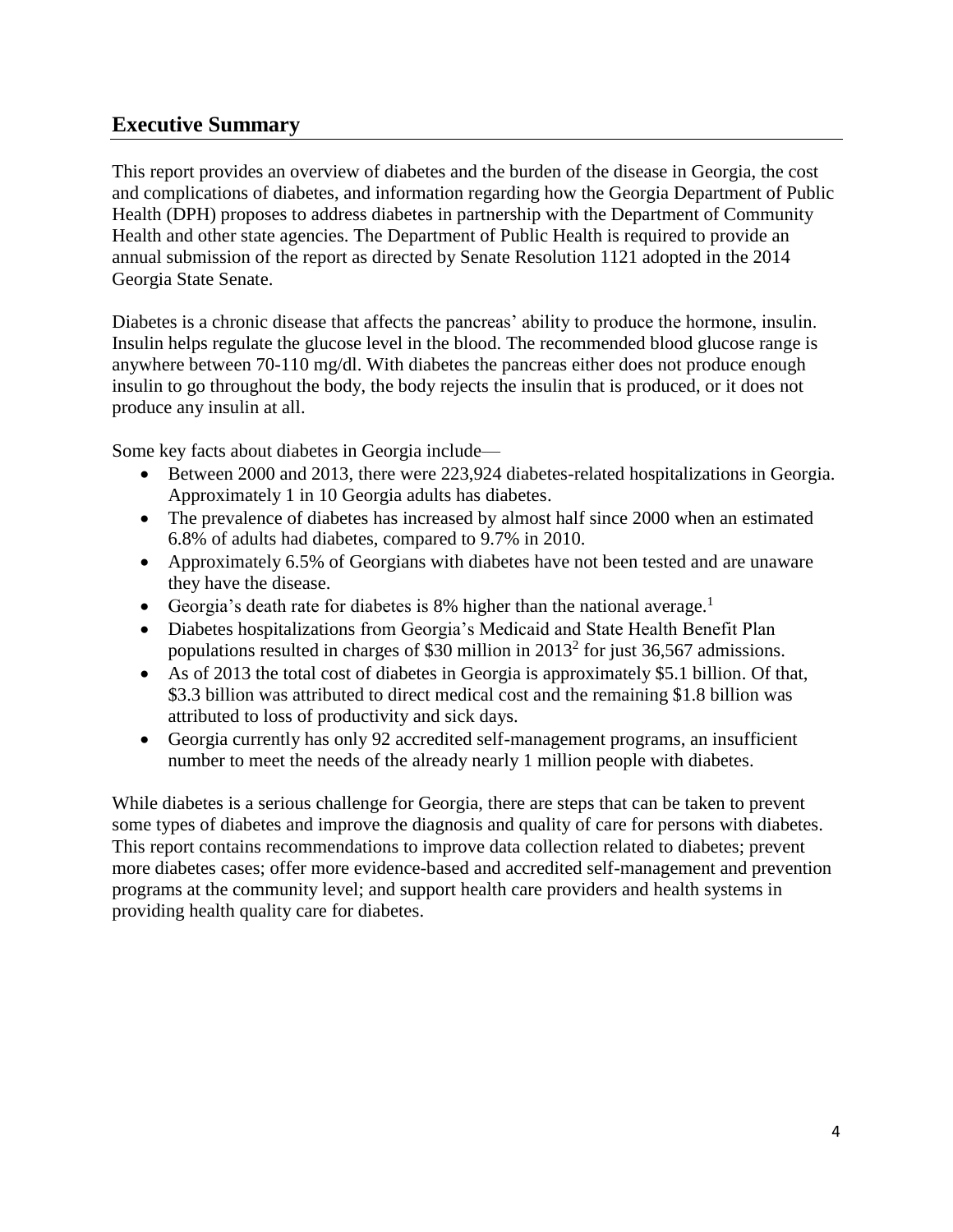## Executive Summary

This report provides an overview of diabetes and the burden of the disease in Georgia, the cost and complications of diabetes, and information regarding how the Georgia Department of Public Health (DPH) proposes to address diabetes in partnership with the Department of Community Health and other state agencies. The Department of Public Health is required to provide an annual submission of the report as directed by Senate Resolution 1121 adopted in the 2014 Georgia State Senate.

Diabetes is a chronic disease that affects the pancreas' ability to produce the hormone, insulin. Insulin helps regulate the glucose level in the blood. The recommended blood glucose range is anywhere between 70-110 mg/dl. With diabetes the pancreas either does not produce enough insulin to go throughout the body, the body rejects the insulin that is produced, or it does not produce any insulin at all.

Some key facts about diabetes in Georgia include—

- Between 2000 and 2013, there were 223,924 diabetes-related hospitalizations in Georgia. Approximately 1 in 10 Georgia adults has diabetes.
- The prevalence of diabetes has increased by almost half since 2000 when an estimated 6.8% of adults had diabetes, compared to 9.7% in 2010.
- Approximately 6.5% of Georgians with diabetes have not been tested and are unaware they have the disease.
- Georgia's death rate for diabetes is 8% higher than the national average.[1]
- Diabetes hospitalizations from Georgia's Medicaid and State Health Benefit Plan populations resulted in charges of $30 million in 2013[2] for just 36,567 admissions.
- As of 2013 the total cost of diabetes in Georgia is approximately $5.1 billion. Of that, $3.3 billion was attributed to direct medical cost and the remaining $1.8 billion was attributed to loss of productivity and sick days.
- Georgia currently has only 92 accredited self-management programs, an insufficient number to meet the needs of the already nearly 1 million people with diabetes.

While diabetes is a serious challenge for Georgia, there are steps that can be taken to prevent some types of diabetes and improve the diagnosis and quality of care for persons with diabetes. This report contains recommendations to improve data collection related to diabetes; prevent more diabetes cases; offer more evidence-based and accredited self-management and prevention programs at the community level; and support health care providers and health systems in providing health quality care for diabetes.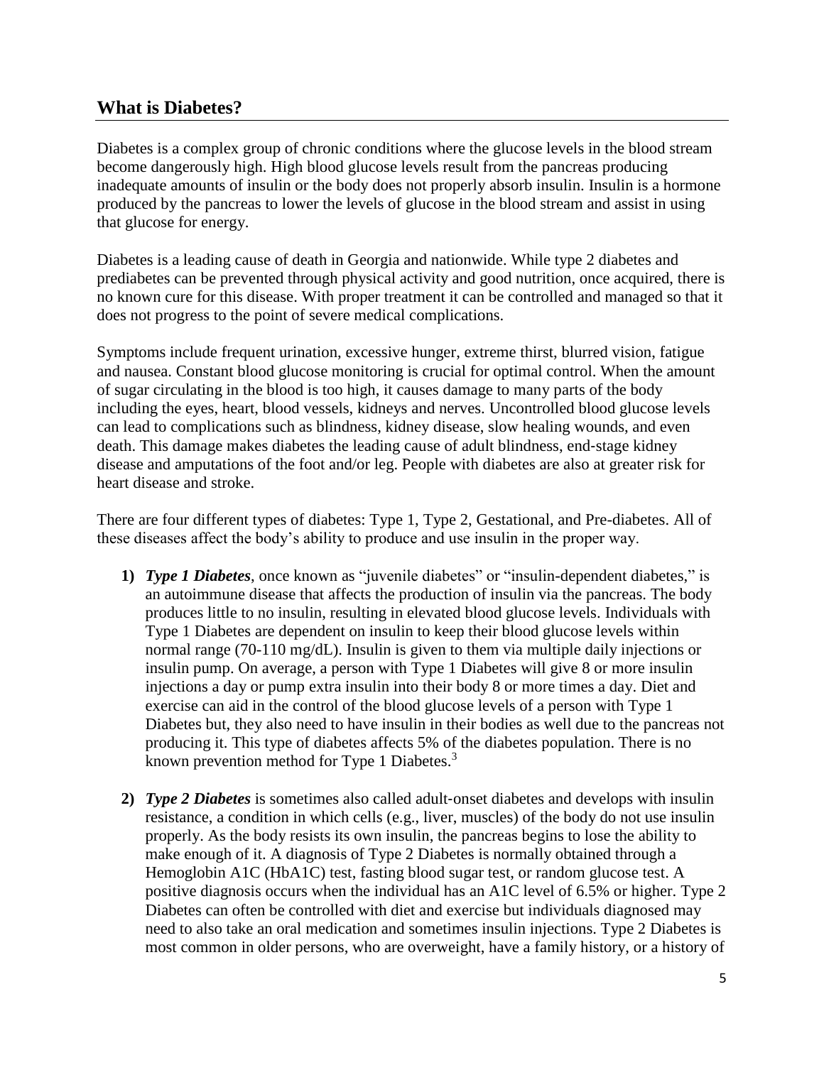## What is Diabetes?

Diabetes is a complex group of chronic conditions where the glucose levels in the blood stream become dangerously high. High blood glucose levels result from the pancreas producing inadequate amounts of insulin or the body does not properly absorb insulin. Insulin is a hormone produced by the pancreas to lower the levels of glucose in the blood stream and assist in using that glucose for energy.

Diabetes is a leading cause of death in Georgia and nationwide. While type 2 diabetes and prediabetes can be prevented through physical activity and good nutrition, once acquired, there is no known cure for this disease. With proper treatment it can be controlled and managed so that it does not progress to the point of severe medical complications.

Symptoms include frequent urination, excessive hunger, extreme thirst, blurred vision, fatigue and nausea. Constant blood glucose monitoring is crucial for optimal control. When the amount of sugar circulating in the blood is too high, it causes damage to many parts of the body including the eyes, heart, blood vessels, kidneys and nerves. Uncontrolled blood glucose levels can lead to complications such as blindness, kidney disease, slow healing wounds, and even death. This damage makes diabetes the leading cause of adult blindness, end-stage kidney disease and amputations of the foot and/or leg. People with diabetes are also at greater risk for heart disease and stroke.

There are four different types of diabetes: Type 1, Type 2, Gestational, and Pre-diabetes. All of these diseases affect the body's ability to produce and use insulin in the proper way.

1) ***Type 1 Diabetes***, once known as "juvenile diabetes" or "insulin-dependent diabetes," is an autoimmune disease that affects the production of insulin via the pancreas. The body produces little to no insulin, resulting in elevated blood glucose levels. Individuals with Type 1 Diabetes are dependent on insulin to keep their blood glucose levels within normal range (70-110 mg/dL). Insulin is given to them via multiple daily injections or insulin pump. On average, a person with Type 1 Diabetes will give 8 or more insulin injections a day or pump extra insulin into their body 8 or more times a day. Diet and exercise can aid in the control of the blood glucose levels of a person with Type 1 Diabetes but, they also need to have insulin in their bodies as well due to the pancreas not producing it. This type of diabetes affects 5% of the diabetes population. There is no known prevention method for Type 1 Diabetes.[3]

2) ***Type 2 Diabetes*** is sometimes also called adult-onset diabetes and develops with insulin resistance, a condition in which cells (e.g., liver, muscles) of the body do not use insulin properly. As the body resists its own insulin, the pancreas begins to lose the ability to make enough of it. A diagnosis of Type 2 Diabetes is normally obtained through a Hemoglobin A1C (HbA1C) test, fasting blood sugar test, or random glucose test. A positive diagnosis occurs when the individual has an A1C level of 6.5% or higher. Type 2 Diabetes can often be controlled with diet and exercise but individuals diagnosed may need to also take an oral medication and sometimes insulin injections. Type 2 Diabetes is most common in older persons, who are overweight, have a family history, or a history of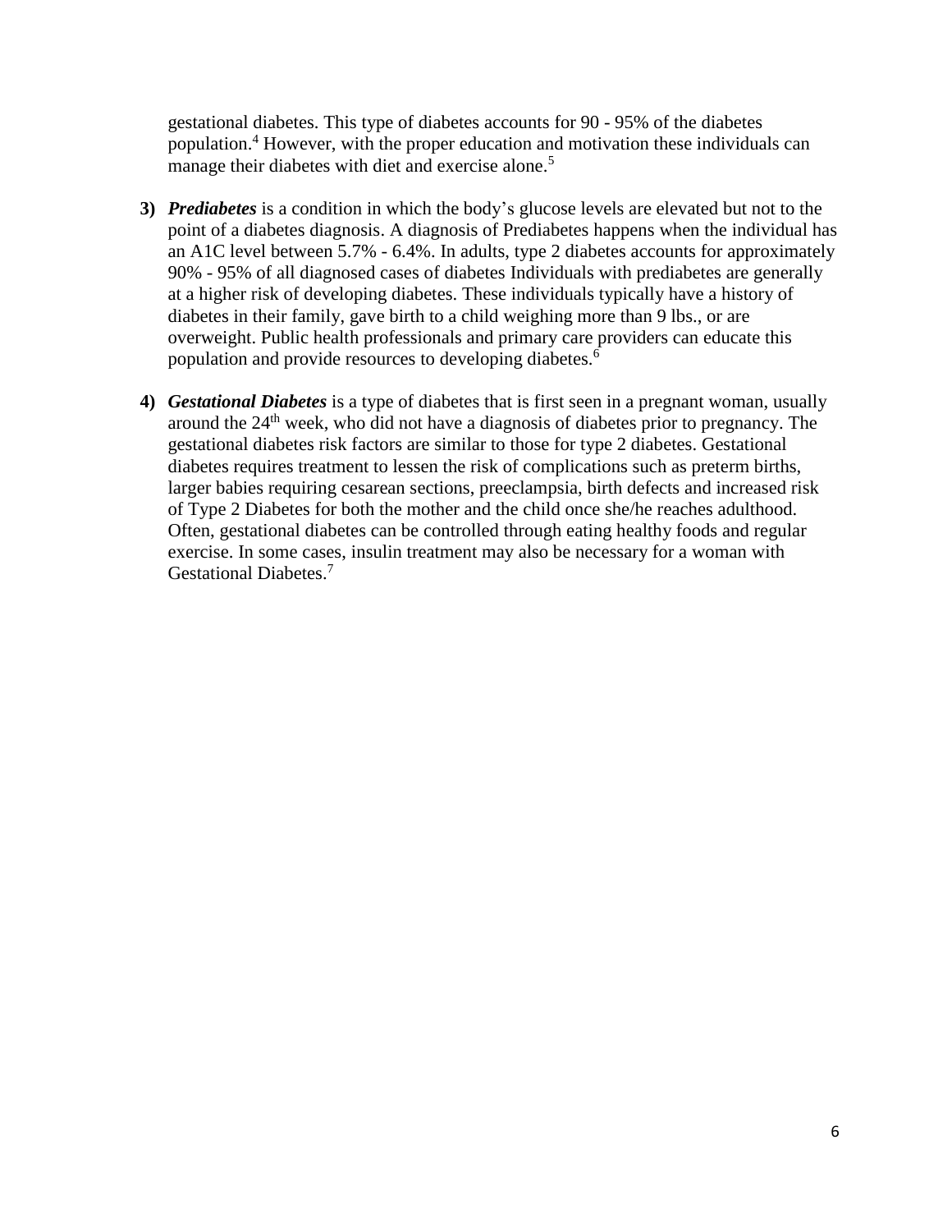gestational diabetes. This type of diabetes accounts for 90 - 95% of the diabetes population.[4] However, with the proper education and motivation these individuals can manage their diabetes with diet and exercise alone.[5]

3) ***Prediabetes*** is a condition in which the body's glucose levels are elevated but not to the point of a diabetes diagnosis. A diagnosis of Prediabetes happens when the individual has an A1C level between 5.7% - 6.4%. In adults, type 2 diabetes accounts for approximately 90% - 95% of all diagnosed cases of diabetes Individuals with prediabetes are generally at a higher risk of developing diabetes. These individuals typically have a history of diabetes in their family, gave birth to a child weighing more than 9 lbs., or are overweight. Public health professionals and primary care providers can educate this population and provide resources to developing diabetes.[6]

4) ***Gestational Diabetes*** is a type of diabetes that is first seen in a pregnant woman, usually around the 24th week, who did not have a diagnosis of diabetes prior to pregnancy. The gestational diabetes risk factors are similar to those for type 2 diabetes. Gestational diabetes requires treatment to lessen the risk of complications such as preterm births, larger babies requiring cesarean sections, preeclampsia, birth defects and increased risk of Type 2 Diabetes for both the mother and the child once she/he reaches adulthood. Often, gestational diabetes can be controlled through eating healthy foods and regular exercise. In some cases, insulin treatment may also be necessary for a woman with Gestational Diabetes.[7]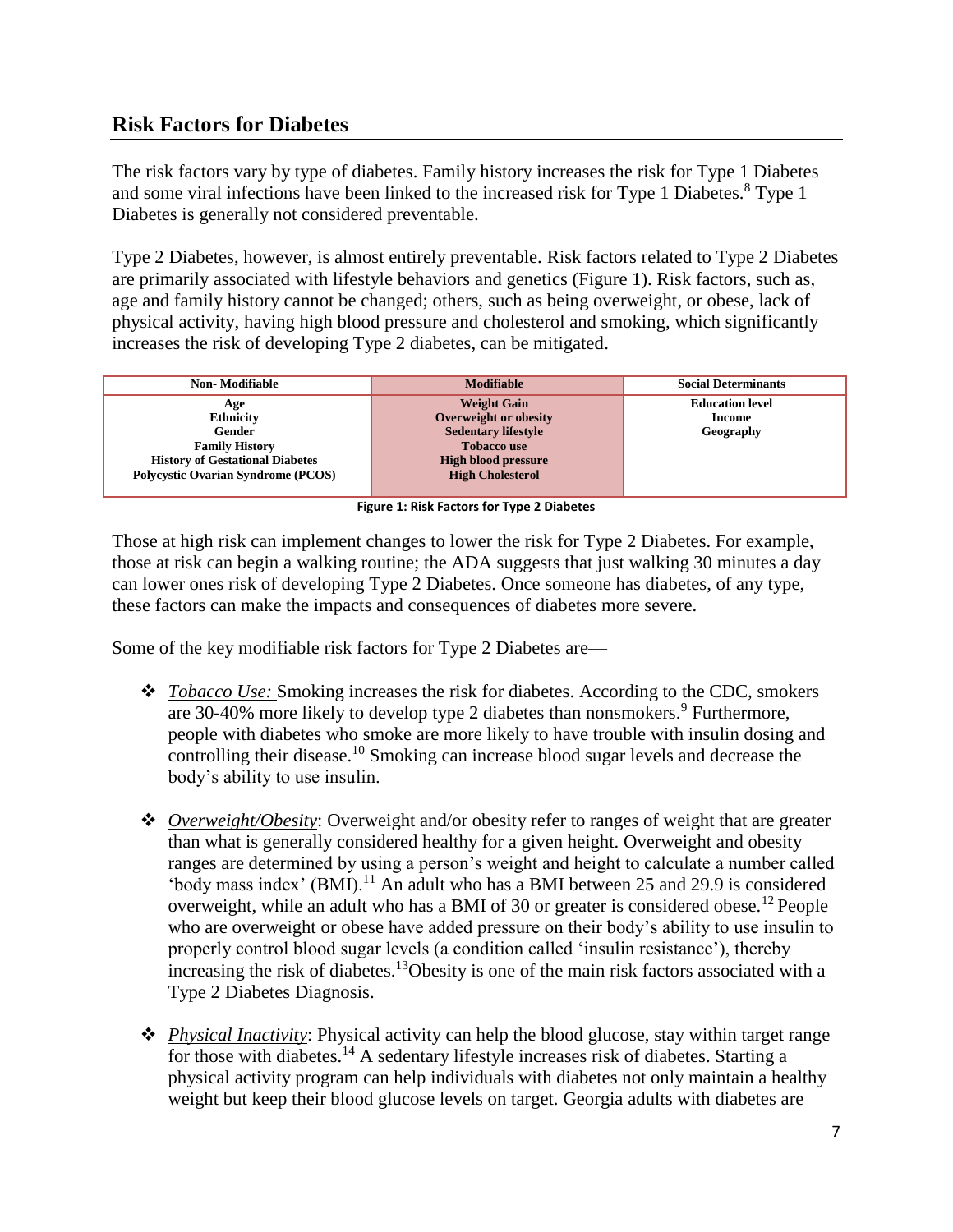## Risk Factors for Diabetes

The risk factors vary by type of diabetes. Family history increases the risk for Type 1 Diabetes and some viral infections have been linked to the increased risk for Type 1 Diabetes.[8] Type 1 Diabetes is generally not considered preventable.

Type 2 Diabetes, however, is almost entirely preventable. Risk factors related to Type 2 Diabetes are primarily associated with lifestyle behaviors and genetics (Figure 1). Risk factors, such as, age and family history cannot be changed; others, such as being overweight, or obese, lack of physical activity, having high blood pressure and cholesterol and smoking, which significantly increases the risk of developing Type 2 diabetes, can be mitigated.

| Non- Modifiable | Modifiable | Social Determinants |
| --- | --- | --- |
| **Age**<br>**Ethnicity**<br>**Gender**<br>**Family History**<br>**History of Gestational Diabetes**<br>**Polycystic Ovarian Syndrome (PCOS)** | **Weight Gain**<br>**Overweight or obesity**<br>**Sedentary lifestyle**<br>**Tobacco use**<br>**High blood pressure**<br>**High Cholesterol** | **Education level**<br>**Income**<br>**Geography** |

**Figure 1: Risk Factors for Type 2 Diabetes**

Those at high risk can implement changes to lower the risk for Type 2 Diabetes. For example, those at risk can begin a walking routine; the ADA suggests that just walking 30 minutes a day can lower ones risk of developing Type 2 Diabetes. Once someone has diabetes, of any type, these factors can make the impacts and consequences of diabetes more severe.

Some of the key modifiable risk factors for Type 2 Diabetes are—

- *Tobacco Use:* Smoking increases the risk for diabetes. According to the CDC, smokers are 30-40% more likely to develop type 2 diabetes than nonsmokers.[9] Furthermore, people with diabetes who smoke are more likely to have trouble with insulin dosing and controlling their disease.[10] Smoking can increase blood sugar levels and decrease the body's ability to use insulin.

- *Overweight/Obesity*: Overweight and/or obesity refer to ranges of weight that are greater than what is generally considered healthy for a given height. Overweight and obesity ranges are determined by using a person's weight and height to calculate a number called 'body mass index' (BMI).[11] An adult who has a BMI between 25 and 29.9 is considered overweight, while an adult who has a BMI of 30 or greater is considered obese.[12] People who are overweight or obese have added pressure on their body's ability to use insulin to properly control blood sugar levels (a condition called 'insulin resistance'), thereby increasing the risk of diabetes.[13]Obesity is one of the main risk factors associated with a Type 2 Diabetes Diagnosis.

- *Physical Inactivity*: Physical activity can help the blood glucose, stay within target range for those with diabetes.[14] A sedentary lifestyle increases risk of diabetes. Starting a physical activity program can help individuals with diabetes not only maintain a healthy weight but keep their blood glucose levels on target. Georgia adults with diabetes are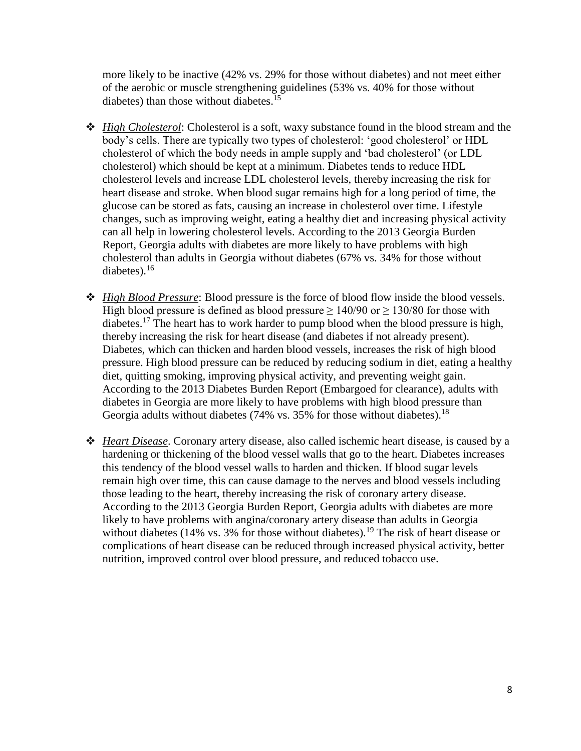more likely to be inactive (42% vs. 29% for those without diabetes) and not meet either of the aerobic or muscle strengthening guidelines (53% vs. 40% for those without diabetes) than those without diabetes.[15]

- *High Cholesterol*: Cholesterol is a soft, waxy substance found in the blood stream and the body's cells. There are typically two types of cholesterol: 'good cholesterol' or HDL cholesterol of which the body needs in ample supply and 'bad cholesterol' (or LDL cholesterol) which should be kept at a minimum. Diabetes tends to reduce HDL cholesterol levels and increase LDL cholesterol levels, thereby increasing the risk for heart disease and stroke. When blood sugar remains high for a long period of time, the glucose can be stored as fats, causing an increase in cholesterol over time. Lifestyle changes, such as improving weight, eating a healthy diet and increasing physical activity can all help in lowering cholesterol levels. According to the 2013 Georgia Burden Report, Georgia adults with diabetes are more likely to have problems with high cholesterol than adults in Georgia without diabetes (67% vs. 34% for those without diabetes).[16]

- *High Blood Pressure*: Blood pressure is the force of blood flow inside the blood vessels. High blood pressure is defined as blood pressure $\geq$ 140/90 or $\geq$ 130/80 for those with diabetes.[17] The heart has to work harder to pump blood when the blood pressure is high, thereby increasing the risk for heart disease (and diabetes if not already present). Diabetes, which can thicken and harden blood vessels, increases the risk of high blood pressure. High blood pressure can be reduced by reducing sodium in diet, eating a healthy diet, quitting smoking, improving physical activity, and preventing weight gain. According to the 2013 Diabetes Burden Report (Embargoed for clearance), adults with diabetes in Georgia are more likely to have problems with high blood pressure than Georgia adults without diabetes (74% vs. 35% for those without diabetes).[18]

- *Heart Disease*. Coronary artery disease, also called ischemic heart disease, is caused by a hardening or thickening of the blood vessel walls that go to the heart. Diabetes increases this tendency of the blood vessel walls to harden and thicken. If blood sugar levels remain high over time, this can cause damage to the nerves and blood vessels including those leading to the heart, thereby increasing the risk of coronary artery disease. According to the 2013 Georgia Burden Report, Georgia adults with diabetes are more likely to have problems with angina/coronary artery disease than adults in Georgia without diabetes (14% vs. 3% for those without diabetes).[19] The risk of heart disease or complications of heart disease can be reduced through increased physical activity, better nutrition, improved control over blood pressure, and reduced tobacco use.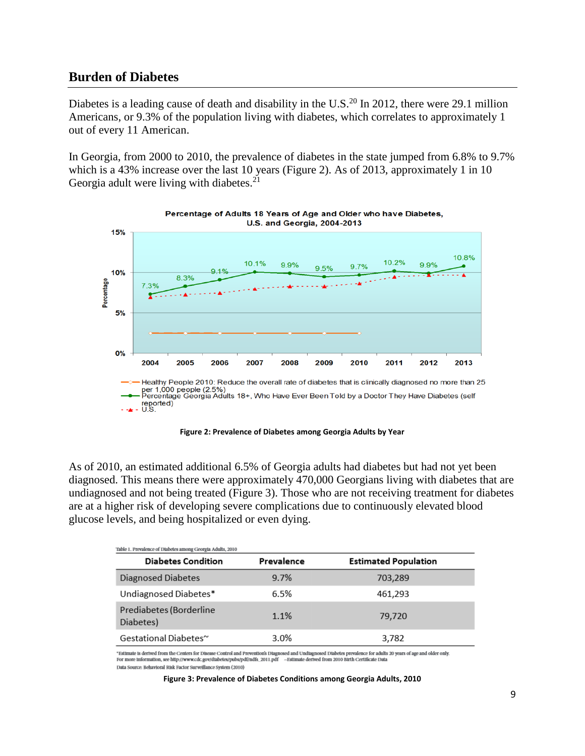## Burden of Diabetes

Diabetes is a leading cause of death and disability in the U.S.[20] In 2012, there were 29.1 million Americans, or 9.3% of the population living with diabetes, which correlates to approximately 1 out of every 11 American.

In Georgia, from 2000 to 2010, the prevalence of diabetes in the state jumped from 6.8% to 9.7% which is a 43% increase over the last 10 years (Figure 2). As of 2013, approximately 1 in 10 Georgia adult were living with diabetes.[21]

Percentage of Adults 18 Years of Age and Older who have Diabetes, U.S. and Georgia, 2004-2013

| Year | 2004 | 2005 | 2006 | 2007 | 2008 | 2009 | 2010 | 2011 | 2012 | 2013 |
|---|---|---|---|---|---|---|---|---|---|---|
| Percentage Georgia Adults 18+, Who Have Ever Been Told by a Doctor They Have Diabetes (self reported) | 7.3% | 8.3% | 9.1% | 10.1% | 9.9% | 9.5% | 9.7% | 10.2% | 9.9% | 10.8% |

- Healthy People 2010: Reduce the overall rate of diabetes that is clinically diagnosed no more than 25 per 1,000 people (2.5%)
- Percentage Georgia Adults 18+, Who Have Ever Been Told by a Doctor They Have Diabetes (self reported)
- U.S.

**Figure 2: Prevalence of Diabetes among Georgia Adults by Year**

As of 2010, an estimated additional 6.5% of Georgia adults had diabetes but had not yet been diagnosed. This means there were approximately 470,000 Georgians living with diabetes that are undiagnosed and not being treated (Figure 3). Those who are not receiving treatment for diabetes are at a higher risk of developing severe complications due to continuously elevated blood glucose levels, and being hospitalized or even dying.

Table 1. Prevalence of Diabetes among Georgia Adults, 2010

| Diabetes Condition | Prevalence | Estimated Population |
|---|---|---|
| Diagnosed Diabetes | 9.7% | 703,289 |
| Undiagnosed Diabetes* | 6.5% | 461,293 |
| Prediabetes (Borderline Diabetes) | 1.1% | 79,720 |
| Gestational Diabetes~ | 3.0% | 3,782 |

*Estimate is derived from the Centers for Disease Control and Prevention's Diagnosed and Undiagnosed Diabetes prevalence for adults 20 years of age and older only. For more information, see http://www.cdc.gov/diabetes/pubs/pdf/ndfs_2011.pdf ~Estimate derived from 2010 Birth Certificate Data

Data Source: Behavioral Risk Factor Surveillance System (2010)

**Figure 3: Prevalence of Diabetes Conditions among Georgia Adults, 2010**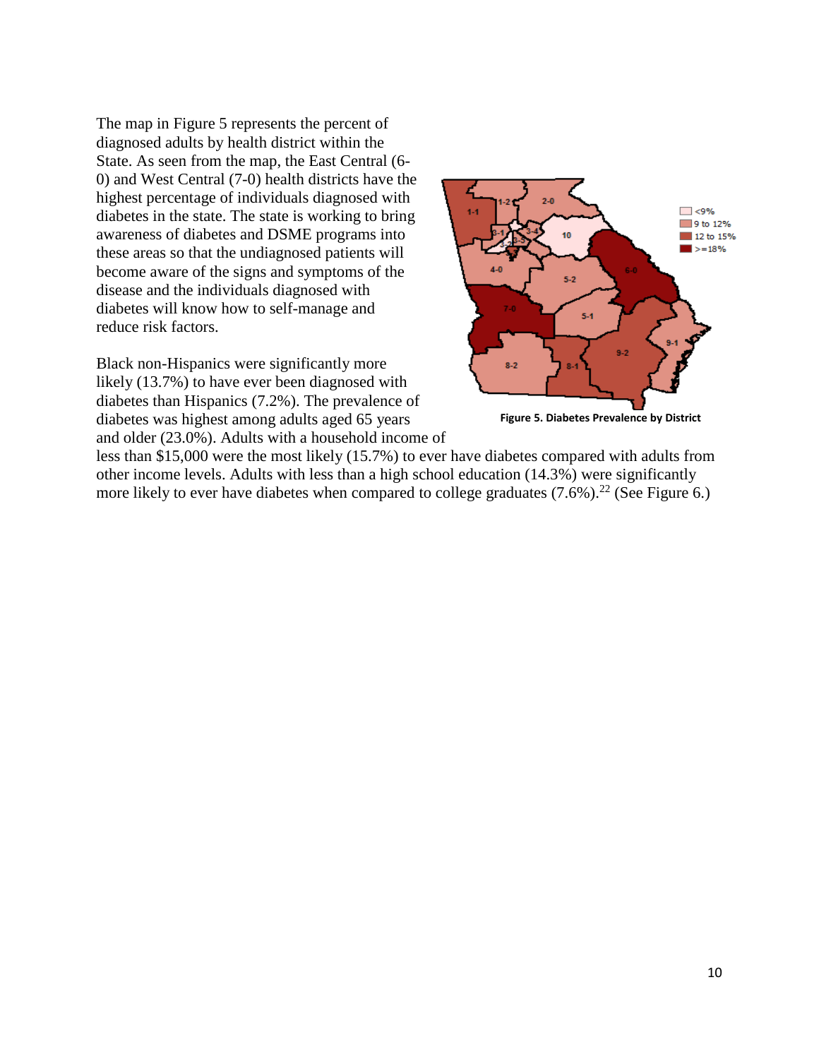The map in Figure 5 represents the percent of diagnosed adults by health district within the State. As seen from the map, the East Central (6-0) and West Central (7-0) health districts have the highest percentage of individuals diagnosed with diabetes in the state. The state is working to bring awareness of diabetes and DSME programs into these areas so that the undiagnosed patients will become aware of the signs and symptoms of the disease and the individuals diagnosed with diabetes will know how to self-manage and reduce risk factors.

Figure 5. Diabetes Prevalence by District

Black non-Hispanics were significantly more likely (13.7%) to have ever been diagnosed with diabetes than Hispanics (7.2%). The prevalence of diabetes was highest among adults aged 65 years and older (23.0%). Adults with a household income of less than $15,000 were the most likely (15.7%) to ever have diabetes compared with adults from other income levels. Adults with less than a high school education (14.3%) were significantly more likely to ever have diabetes when compared to college graduates (7.6%).[22] (See Figure 6.)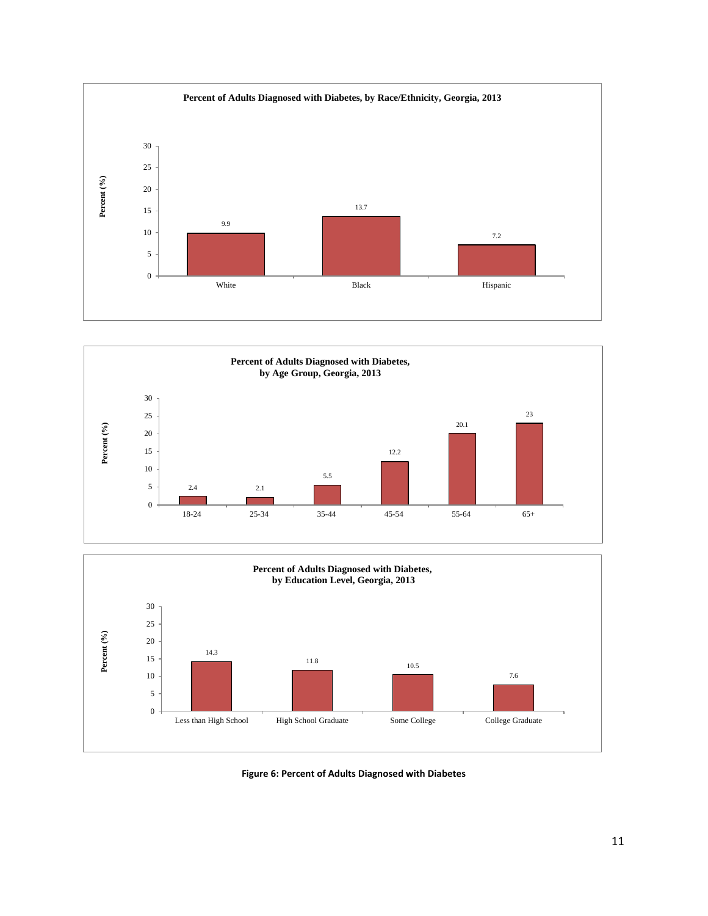**Percent of Adults Diagnosed with Diabetes, by Race/Ethnicity, Georgia, 2013**

| Race/Ethnicity | Percent (%) |
|---|---|
| White | 9.9 |
| Black | 13.7 |
| Hispanic | 7.2 |

**Percent of Adults Diagnosed with Diabetes, by Age Group, Georgia, 2013**

| Age Group | Percent (%) |
|---|---|
| 18-24 | 2.4 |
| 25-34 | 2.1 |
| 35-44 | 5.5 |
| 45-54 | 12.2 |
| 55-64 | 20.1 |
| 65+ | 23 |

**Percent of Adults Diagnosed with Diabetes, by Education Level, Georgia, 2013**

| Education Level | Percent (%) |
|---|---|
| Less than High School | 14.3 |
| High School Graduate | 11.8 |
| Some College | 10.5 |
| College Graduate | 7.6 |

**Figure 6: Percent of Adults Diagnosed with Diabetes**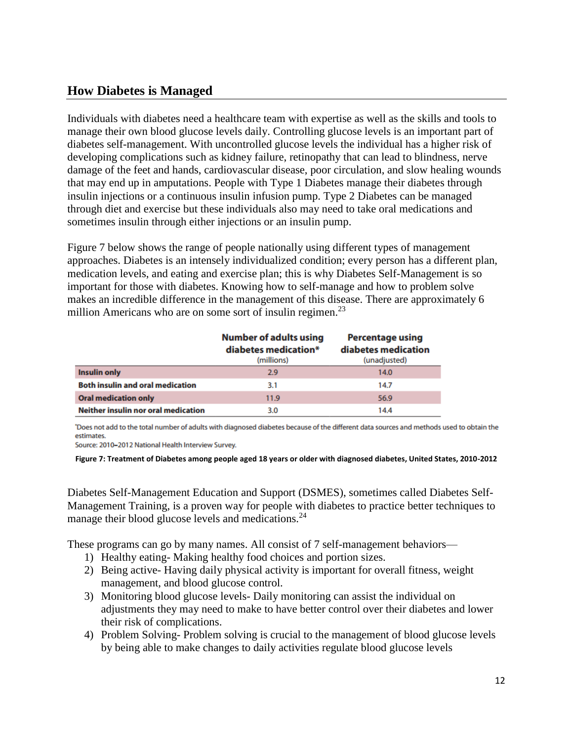## How Diabetes is Managed

Individuals with diabetes need a healthcare team with expertise as well as the skills and tools to manage their own blood glucose levels daily. Controlling glucose levels is an important part of diabetes self-management. With uncontrolled glucose levels the individual has a higher risk of developing complications such as kidney failure, retinopathy that can lead to blindness, nerve damage of the feet and hands, cardiovascular disease, poor circulation, and slow healing wounds that may end up in amputations. People with Type 1 Diabetes manage their diabetes through insulin injections or a continuous insulin infusion pump. Type 2 Diabetes can be managed through diet and exercise but these individuals also may need to take oral medications and sometimes insulin through either injections or an insulin pump.

Figure 7 below shows the range of people nationally using different types of management approaches. Diabetes is an intensely individualized condition; every person has a different plan, medication levels, and eating and exercise plan; this is why Diabetes Self-Management is so important for those with diabetes. Knowing how to self-manage and how to problem solve makes an incredible difference in the management of this disease. There are approximately 6 million Americans who are on some sort of insulin regimen.[23]

| | Number of adults using diabetes medication* (millions) | Percentage using diabetes medication (unadjusted) |
|---|---|---|
| **Insulin only** | 2.9 | 14.0 |
| **Both insulin and oral medication** | 3.1 | 14.7 |
| **Oral medication only** | 11.9 | 56.9 |
| **Neither insulin nor oral medication** | 3.0 | 14.4 |

*Does not add to the total number of adults with diagnosed diabetes because of the different data sources and methods used to obtain the estimates.
Source: 2010–2012 National Health Interview Survey.

**Figure 7: Treatment of Diabetes among people aged 18 years or older with diagnosed diabetes, United States, 2010-2012**

Diabetes Self-Management Education and Support (DSMES), sometimes called Diabetes Self-Management Training, is a proven way for people with diabetes to practice better techniques to manage their blood glucose levels and medications.[24]

These programs can go by many names. All consist of 7 self-management behaviors—

1) Healthy eating- Making healthy food choices and portion sizes.
2) Being active- Having daily physical activity is important for overall fitness, weight management, and blood glucose control.
3) Monitoring blood glucose levels- Daily monitoring can assist the individual on adjustments they may need to make to have better control over their diabetes and lower their risk of complications.
4) Problem Solving- Problem solving is crucial to the management of blood glucose levels by being able to make changes to daily activities regulate blood glucose levels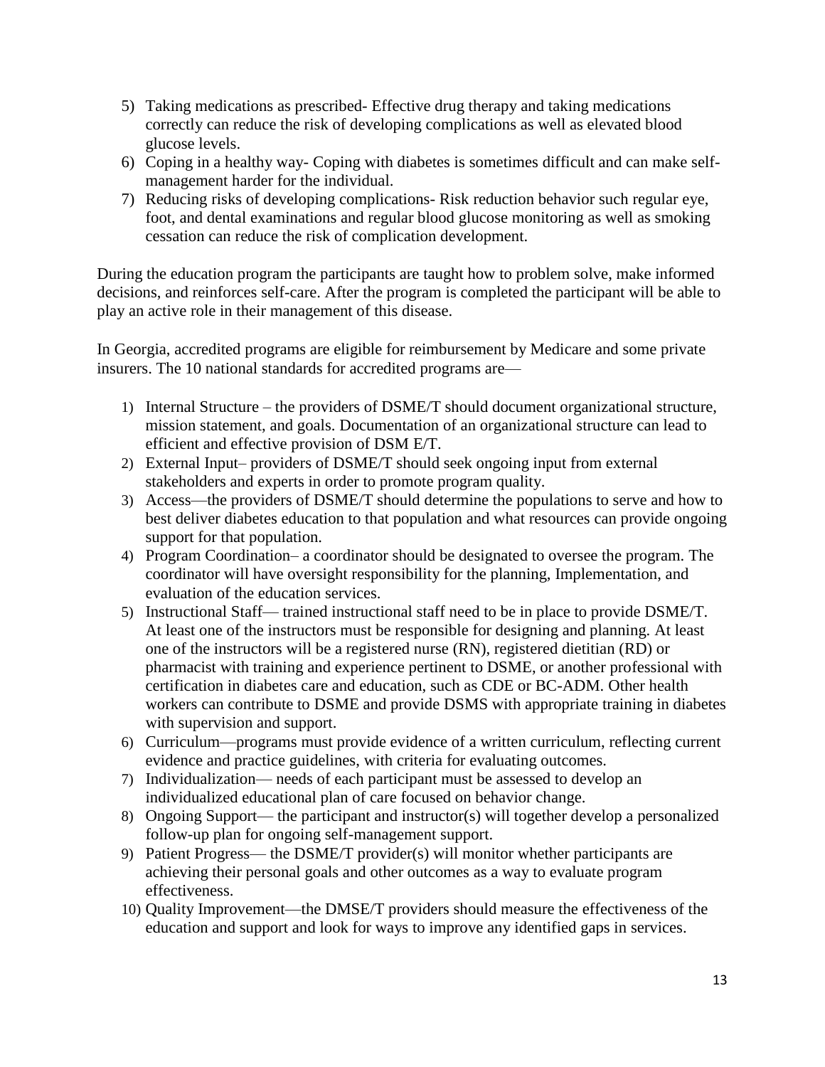5) Taking medications as prescribed- Effective drug therapy and taking medications correctly can reduce the risk of developing complications as well as elevated blood glucose levels.
6) Coping in a healthy way- Coping with diabetes is sometimes difficult and can make self-management harder for the individual.
7) Reducing risks of developing complications- Risk reduction behavior such regular eye, foot, and dental examinations and regular blood glucose monitoring as well as smoking cessation can reduce the risk of complication development.

During the education program the participants are taught how to problem solve, make informed decisions, and reinforces self-care. After the program is completed the participant will be able to play an active role in their management of this disease.

In Georgia, accredited programs are eligible for reimbursement by Medicare and some private insurers. The 10 national standards for accredited programs are—

1) Internal Structure – the providers of DSME/T should document organizational structure, mission statement, and goals. Documentation of an organizational structure can lead to efficient and effective provision of DSM E/T.
2) External Input– providers of DSME/T should seek ongoing input from external stakeholders and experts in order to promote program quality.
3) Access—the providers of DSME/T should determine the populations to serve and how to best deliver diabetes education to that population and what resources can provide ongoing support for that population.
4) Program Coordination– a coordinator should be designated to oversee the program. The coordinator will have oversight responsibility for the planning, Implementation, and evaluation of the education services.
5) Instructional Staff— trained instructional staff need to be in place to provide DSME/T. At least one of the instructors must be responsible for designing and planning. At least one of the instructors will be a registered nurse (RN), registered dietitian (RD) or pharmacist with training and experience pertinent to DSME, or another professional with certification in diabetes care and education, such as CDE or BC-ADM. Other health workers can contribute to DSME and provide DSMS with appropriate training in diabetes with supervision and support.
6) Curriculum—programs must provide evidence of a written curriculum, reflecting current evidence and practice guidelines, with criteria for evaluating outcomes.
7) Individualization— needs of each participant must be assessed to develop an individualized educational plan of care focused on behavior change.
8) Ongoing Support— the participant and instructor(s) will together develop a personalized follow-up plan for ongoing self-management support.
9) Patient Progress— the DSME/T provider(s) will monitor whether participants are achieving their personal goals and other outcomes as a way to evaluate program effectiveness.
10) Quality Improvement—the DMSE/T providers should measure the effectiveness of the education and support and look for ways to improve any identified gaps in services.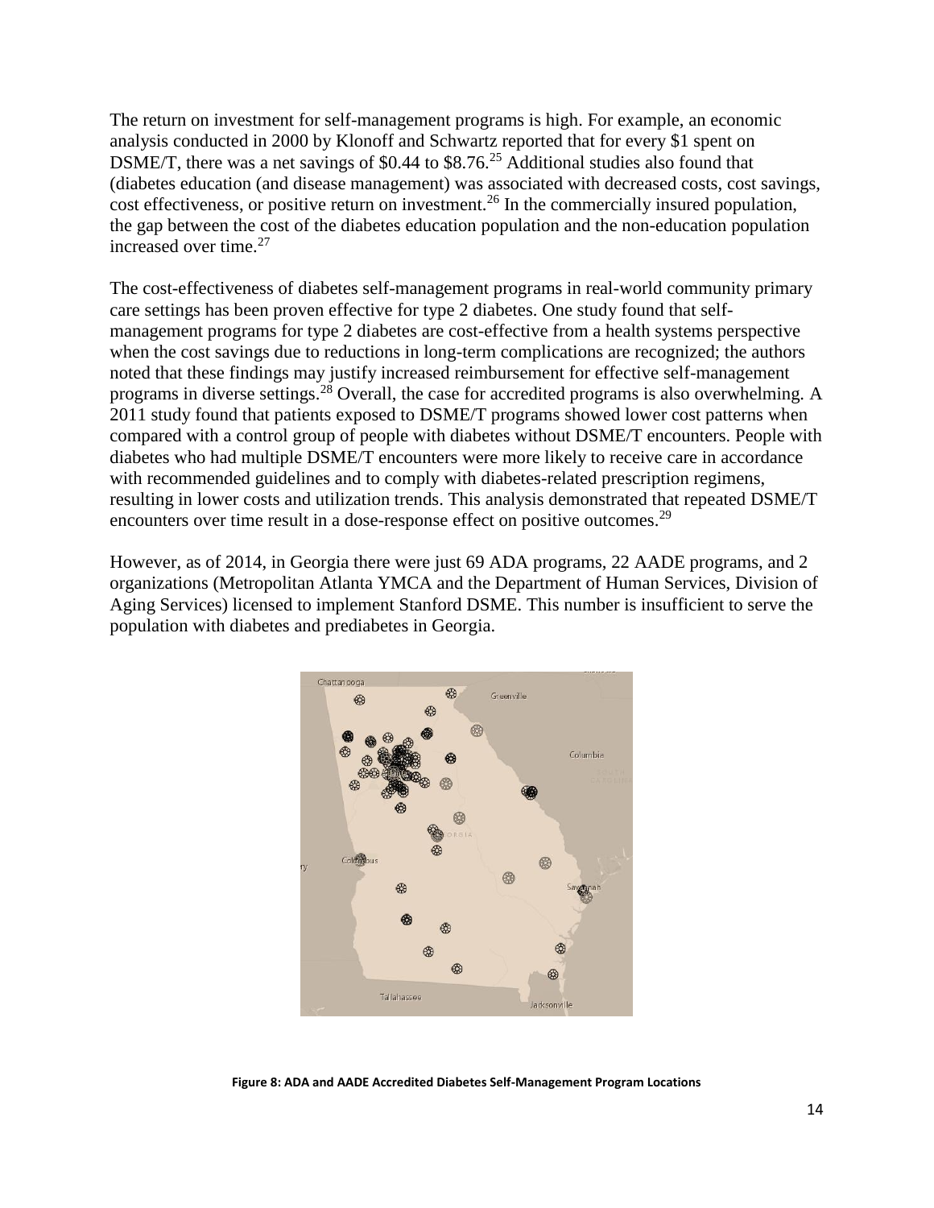The return on investment for self-management programs is high. For example, an economic analysis conducted in 2000 by Klonoff and Schwartz reported that for every $1 spent on DSME/T, there was a net savings of $0.44 to $8.76.[25] Additional studies also found that (diabetes education (and disease management) was associated with decreased costs, cost savings, cost effectiveness, or positive return on investment.[26] In the commercially insured population, the gap between the cost of the diabetes education population and the non-education population increased over time.[27]

The cost-effectiveness of diabetes self-management programs in real-world community primary care settings has been proven effective for type 2 diabetes. One study found that self-management programs for type 2 diabetes are cost-effective from a health systems perspective when the cost savings due to reductions in long-term complications are recognized; the authors noted that these findings may justify increased reimbursement for effective self-management programs in diverse settings.[28] Overall, the case for accredited programs is also overwhelming. A 2011 study found that patients exposed to DSME/T programs showed lower cost patterns when compared with a control group of people with diabetes without DSME/T encounters. People with diabetes who had multiple DSME/T encounters were more likely to receive care in accordance with recommended guidelines and to comply with diabetes-related prescription regimens, resulting in lower costs and utilization trends. This analysis demonstrated that repeated DSME/T encounters over time result in a dose-response effect on positive outcomes.[29]

However, as of 2014, in Georgia there were just 69 ADA programs, 22 AADE programs, and 2 organizations (Metropolitan Atlanta YMCA and the Department of Human Services, Division of Aging Services) licensed to implement Stanford DSME. This number is insufficient to serve the population with diabetes and prediabetes in Georgia.

**Figure 8: ADA and AADE Accredited Diabetes Self-Management Program Locations**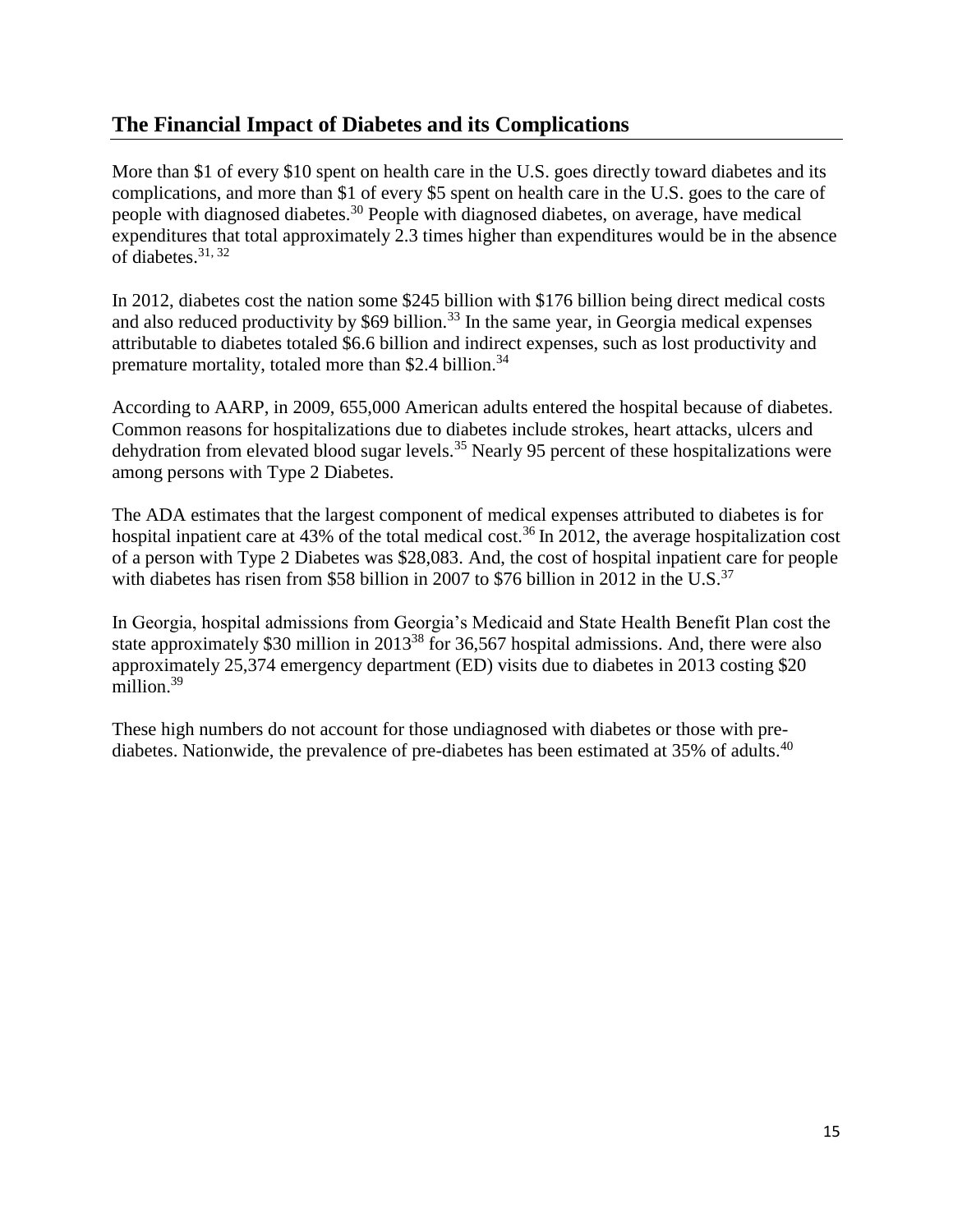## The Financial Impact of Diabetes and its Complications

More than $1 of every $10 spent on health care in the U.S. goes directly toward diabetes and its complications, and more than $1 of every $5 spent on health care in the U.S. goes to the care of people with diagnosed diabetes.[30] People with diagnosed diabetes, on average, have medical expenditures that total approximately 2.3 times higher than expenditures would be in the absence of diabetes.[31, 32]

In 2012, diabetes cost the nation some $245 billion with $176 billion being direct medical costs and also reduced productivity by $69 billion.[33] In the same year, in Georgia medical expenses attributable to diabetes totaled $6.6 billion and indirect expenses, such as lost productivity and premature mortality, totaled more than $2.4 billion.[34]

According to AARP, in 2009, 655,000 American adults entered the hospital because of diabetes. Common reasons for hospitalizations due to diabetes include strokes, heart attacks, ulcers and dehydration from elevated blood sugar levels.[35] Nearly 95 percent of these hospitalizations were among persons with Type 2 Diabetes.

The ADA estimates that the largest component of medical expenses attributed to diabetes is for hospital inpatient care at 43% of the total medical cost.[36] In 2012, the average hospitalization cost of a person with Type 2 Diabetes was $28,083. And, the cost of hospital inpatient care for people with diabetes has risen from $58 billion in 2007 to $76 billion in 2012 in the U.S.[37]

In Georgia, hospital admissions from Georgia's Medicaid and State Health Benefit Plan cost the state approximately $30 million in 2013[38] for 36,567 hospital admissions. And, there were also approximately 25,374 emergency department (ED) visits due to diabetes in 2013 costing $20 million.[39]

These high numbers do not account for those undiagnosed with diabetes or those with pre-diabetes. Nationwide, the prevalence of pre-diabetes has been estimated at 35% of adults.[40]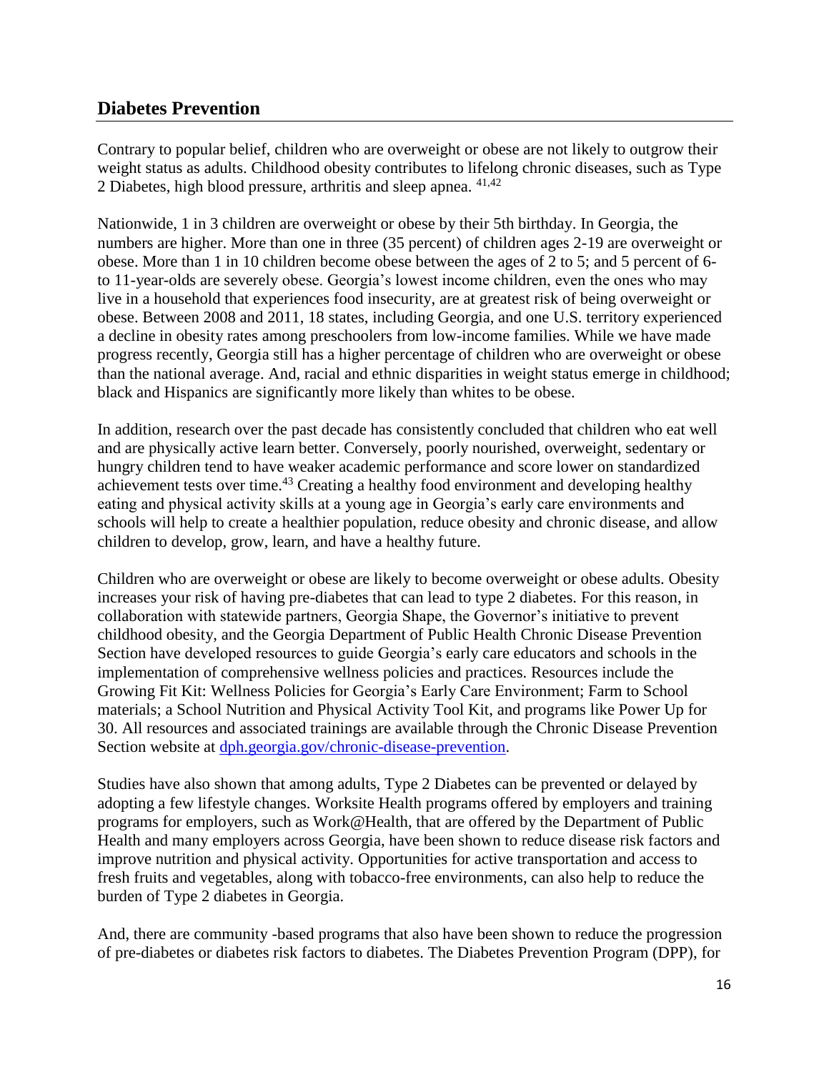## Diabetes Prevention

Contrary to popular belief, children who are overweight or obese are not likely to outgrow their weight status as adults. Childhood obesity contributes to lifelong chronic diseases, such as Type 2 Diabetes, high blood pressure, arthritis and sleep apnea. [41,42]

Nationwide, 1 in 3 children are overweight or obese by their 5th birthday. In Georgia, the numbers are higher. More than one in three (35 percent) of children ages 2-19 are overweight or obese. More than 1 in 10 children become obese between the ages of 2 to 5; and 5 percent of 6- to 11-year-olds are severely obese. Georgia's lowest income children, even the ones who may live in a household that experiences food insecurity, are at greatest risk of being overweight or obese. Between 2008 and 2011, 18 states, including Georgia, and one U.S. territory experienced a decline in obesity rates among preschoolers from low-income families. While we have made progress recently, Georgia still has a higher percentage of children who are overweight or obese than the national average. And, racial and ethnic disparities in weight status emerge in childhood; black and Hispanics are significantly more likely than whites to be obese.

In addition, research over the past decade has consistently concluded that children who eat well and are physically active learn better. Conversely, poorly nourished, overweight, sedentary or hungry children tend to have weaker academic performance and score lower on standardized achievement tests over time.[43] Creating a healthy food environment and developing healthy eating and physical activity skills at a young age in Georgia's early care environments and schools will help to create a healthier population, reduce obesity and chronic disease, and allow children to develop, grow, learn, and have a healthy future.

Children who are overweight or obese are likely to become overweight or obese adults. Obesity increases your risk of having pre-diabetes that can lead to type 2 diabetes. For this reason, in collaboration with statewide partners, Georgia Shape, the Governor's initiative to prevent childhood obesity, and the Georgia Department of Public Health Chronic Disease Prevention Section have developed resources to guide Georgia's early care educators and schools in the implementation of comprehensive wellness policies and practices. Resources include the Growing Fit Kit: Wellness Policies for Georgia's Early Care Environment; Farm to School materials; a School Nutrition and Physical Activity Tool Kit, and programs like Power Up for 30. All resources and associated trainings are available through the Chronic Disease Prevention Section website at [dph.georgia.gov/chronic-disease-prevention](dph.georgia.gov/chronic-disease-prevention).

Studies have also shown that among adults, Type 2 Diabetes can be prevented or delayed by adopting a few lifestyle changes. Worksite Health programs offered by employers and training programs for employers, such as Work@Health, that are offered by the Department of Public Health and many employers across Georgia, have been shown to reduce disease risk factors and improve nutrition and physical activity. Opportunities for active transportation and access to fresh fruits and vegetables, along with tobacco-free environments, can also help to reduce the burden of Type 2 diabetes in Georgia.

And, there are community -based programs that also have been shown to reduce the progression of pre-diabetes or diabetes risk factors to diabetes. The Diabetes Prevention Program (DPP), for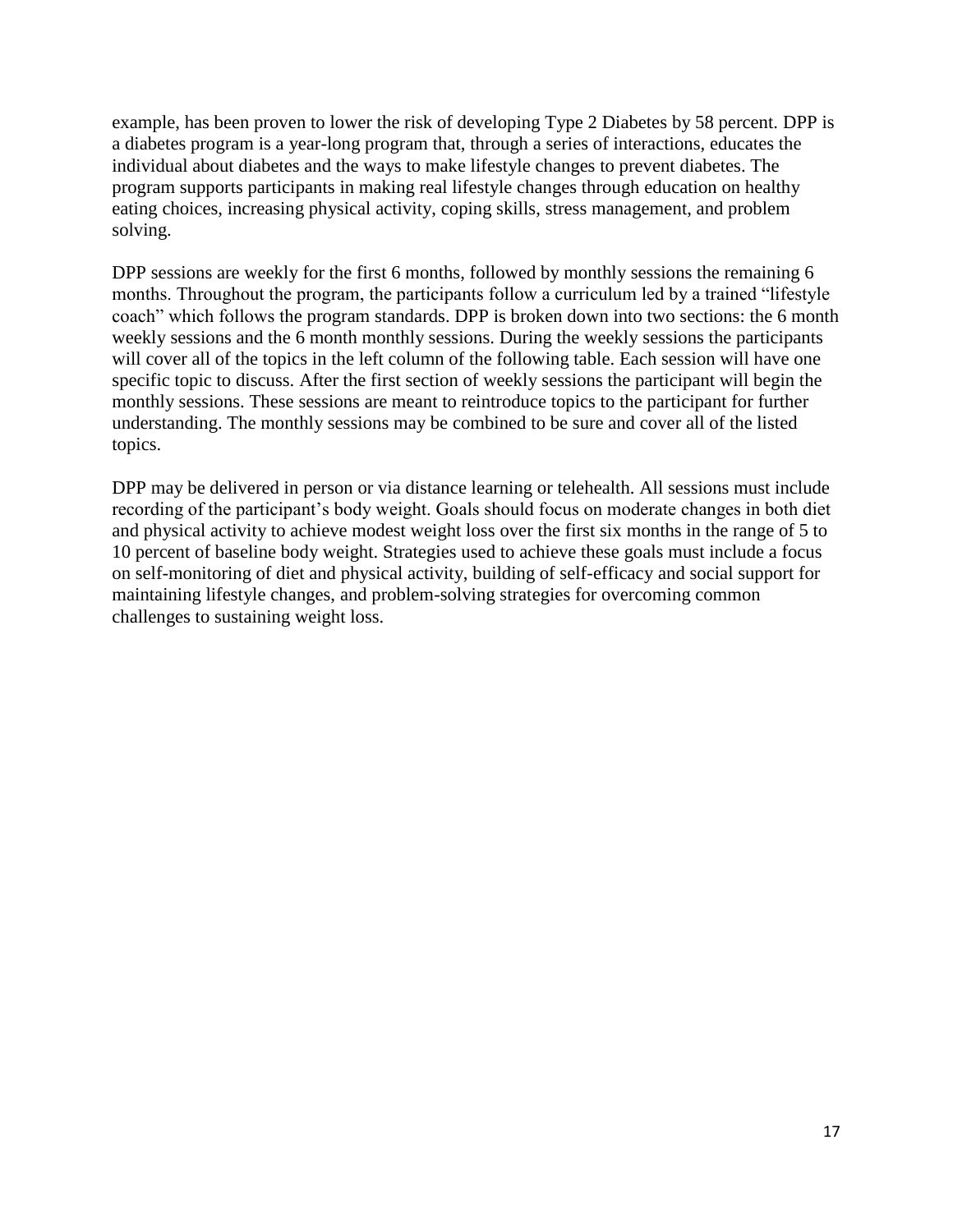example, has been proven to lower the risk of developing Type 2 Diabetes by 58 percent. DPP is a diabetes program is a year-long program that, through a series of interactions, educates the individual about diabetes and the ways to make lifestyle changes to prevent diabetes. The program supports participants in making real lifestyle changes through education on healthy eating choices, increasing physical activity, coping skills, stress management, and problem solving.

DPP sessions are weekly for the first 6 months, followed by monthly sessions the remaining 6 months. Throughout the program, the participants follow a curriculum led by a trained "lifestyle coach" which follows the program standards. DPP is broken down into two sections: the 6 month weekly sessions and the 6 month monthly sessions. During the weekly sessions the participants will cover all of the topics in the left column of the following table. Each session will have one specific topic to discuss. After the first section of weekly sessions the participant will begin the monthly sessions. These sessions are meant to reintroduce topics to the participant for further understanding. The monthly sessions may be combined to be sure and cover all of the listed topics.

DPP may be delivered in person or via distance learning or telehealth. All sessions must include recording of the participant's body weight. Goals should focus on moderate changes in both diet and physical activity to achieve modest weight loss over the first six months in the range of 5 to 10 percent of baseline body weight. Strategies used to achieve these goals must include a focus on self-monitoring of diet and physical activity, building of self-efficacy and social support for maintaining lifestyle changes, and problem-solving strategies for overcoming common challenges to sustaining weight loss.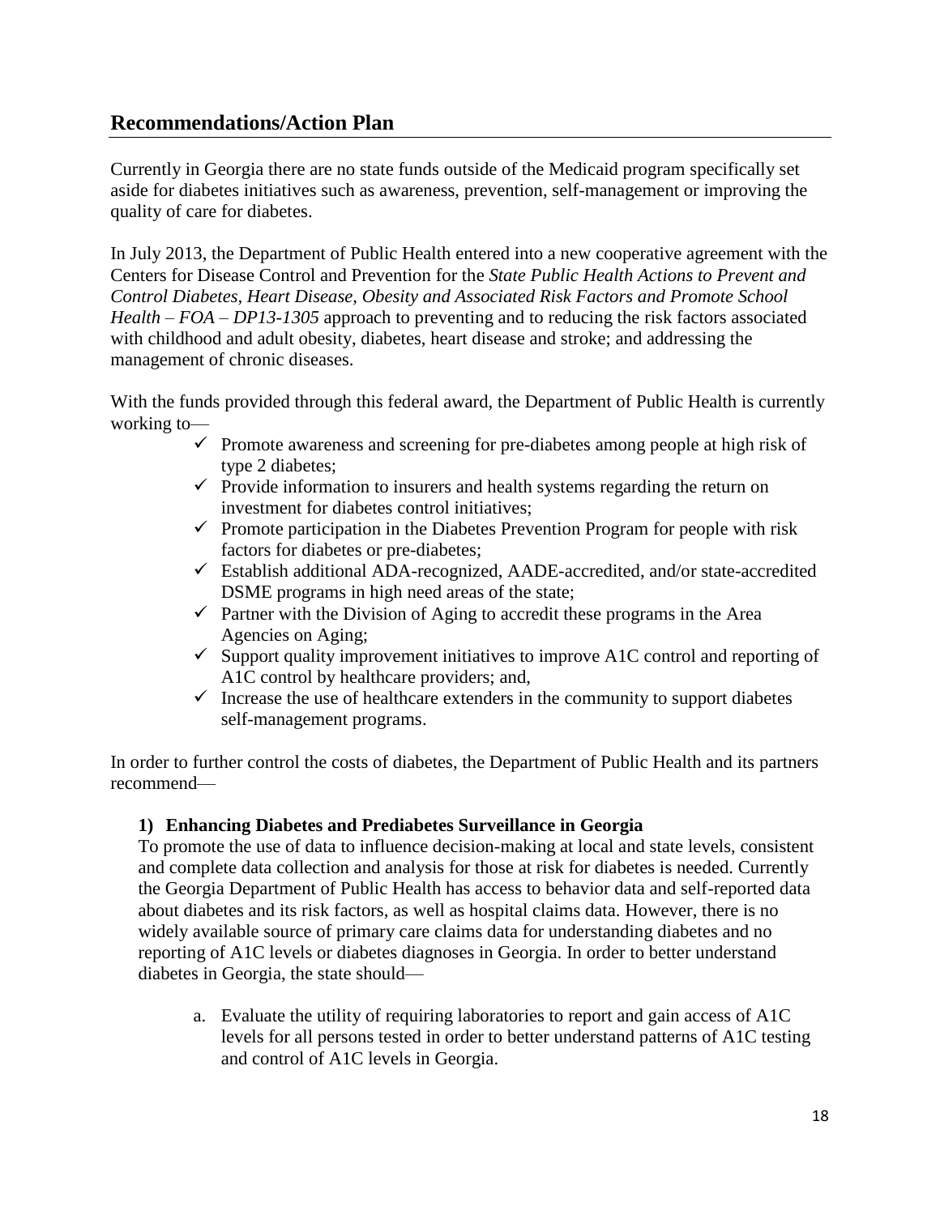## Recommendations/Action Plan

Currently in Georgia there are no state funds outside of the Medicaid program specifically set aside for diabetes initiatives such as awareness, prevention, self-management or improving the quality of care for diabetes.

In July 2013, the Department of Public Health entered into a new cooperative agreement with the Centers for Disease Control and Prevention for the *State Public Health Actions to Prevent and Control Diabetes, Heart Disease, Obesity and Associated Risk Factors and Promote School Health – FOA – DP13-1305* approach to preventing and to reducing the risk factors associated with childhood and adult obesity, diabetes, heart disease and stroke; and addressing the management of chronic diseases.

With the funds provided through this federal award, the Department of Public Health is currently working to—

- ✓ Promote awareness and screening for pre-diabetes among people at high risk of type 2 diabetes;
- ✓ Provide information to insurers and health systems regarding the return on investment for diabetes control initiatives;
- ✓ Promote participation in the Diabetes Prevention Program for people with risk factors for diabetes or pre-diabetes;
- ✓ Establish additional ADA-recognized, AADE-accredited, and/or state-accredited DSME programs in high need areas of the state;
- ✓ Partner with the Division of Aging to accredit these programs in the Area Agencies on Aging;
- ✓ Support quality improvement initiatives to improve A1C control and reporting of A1C control by healthcare providers; and,
- ✓ Increase the use of healthcare extenders in the community to support diabetes self-management programs.

In order to further control the costs of diabetes, the Department of Public Health and its partners recommend—

### 1) Enhancing Diabetes and Prediabetes Surveillance in Georgia

To promote the use of data to influence decision-making at local and state levels, consistent and complete data collection and analysis for those at risk for diabetes is needed. Currently the Georgia Department of Public Health has access to behavior data and self-reported data about diabetes and its risk factors, as well as hospital claims data. However, there is no widely available source of primary care claims data for understanding diabetes and no reporting of A1C levels or diabetes diagnoses in Georgia. In order to better understand diabetes in Georgia, the state should—

a. Evaluate the utility of requiring laboratories to report and gain access of A1C levels for all persons tested in order to better understand patterns of A1C testing and control of A1C levels in Georgia.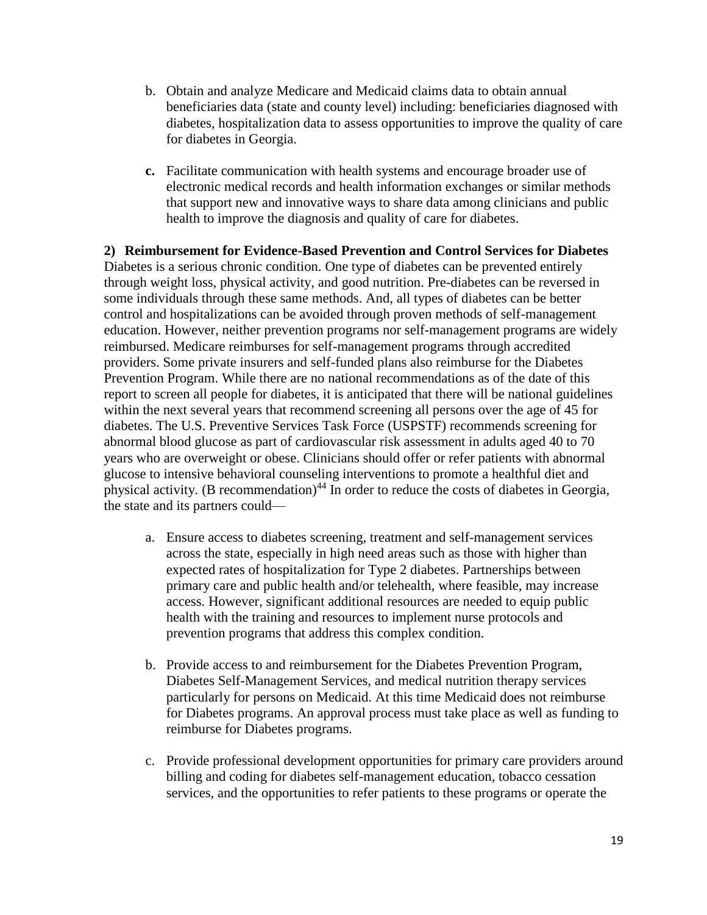b. Obtain and analyze Medicare and Medicaid claims data to obtain annual beneficiaries data (state and county level) including: beneficiaries diagnosed with diabetes, hospitalization data to assess opportunities to improve the quality of care for diabetes in Georgia.

**c.** Facilitate communication with health systems and encourage broader use of electronic medical records and health information exchanges or similar methods that support new and innovative ways to share data among clinicians and public health to improve the diagnosis and quality of care for diabetes.

**2) Reimbursement for Evidence-Based Prevention and Control Services for Diabetes**

Diabetes is a serious chronic condition. One type of diabetes can be prevented entirely through weight loss, physical activity, and good nutrition. Pre-diabetes can be reversed in some individuals through these same methods. And, all types of diabetes can be better control and hospitalizations can be avoided through proven methods of self-management education. However, neither prevention programs nor self-management programs are widely reimbursed. Medicare reimburses for self-management programs through accredited providers. Some private insurers and self-funded plans also reimburse for the Diabetes Prevention Program. While there are no national recommendations as of the date of this report to screen all people for diabetes, it is anticipated that there will be national guidelines within the next several years that recommend screening all persons over the age of 45 for diabetes. The U.S. Preventive Services Task Force (USPSTF) recommends screening for abnormal blood glucose as part of cardiovascular risk assessment in adults aged 40 to 70 years who are overweight or obese. Clinicians should offer or refer patients with abnormal glucose to intensive behavioral counseling interventions to promote a healthful diet and physical activity. (B recommendation)[44] In order to reduce the costs of diabetes in Georgia, the state and its partners could—

a. Ensure access to diabetes screening, treatment and self-management services across the state, especially in high need areas such as those with higher than expected rates of hospitalization for Type 2 diabetes. Partnerships between primary care and public health and/or telehealth, where feasible, may increase access. However, significant additional resources are needed to equip public health with the training and resources to implement nurse protocols and prevention programs that address this complex condition.

b. Provide access to and reimbursement for the Diabetes Prevention Program, Diabetes Self-Management Services, and medical nutrition therapy services particularly for persons on Medicaid. At this time Medicaid does not reimburse for Diabetes programs. An approval process must take place as well as funding to reimburse for Diabetes programs.

c. Provide professional development opportunities for primary care providers around billing and coding for diabetes self-management education, tobacco cessation services, and the opportunities to refer patients to these programs or operate the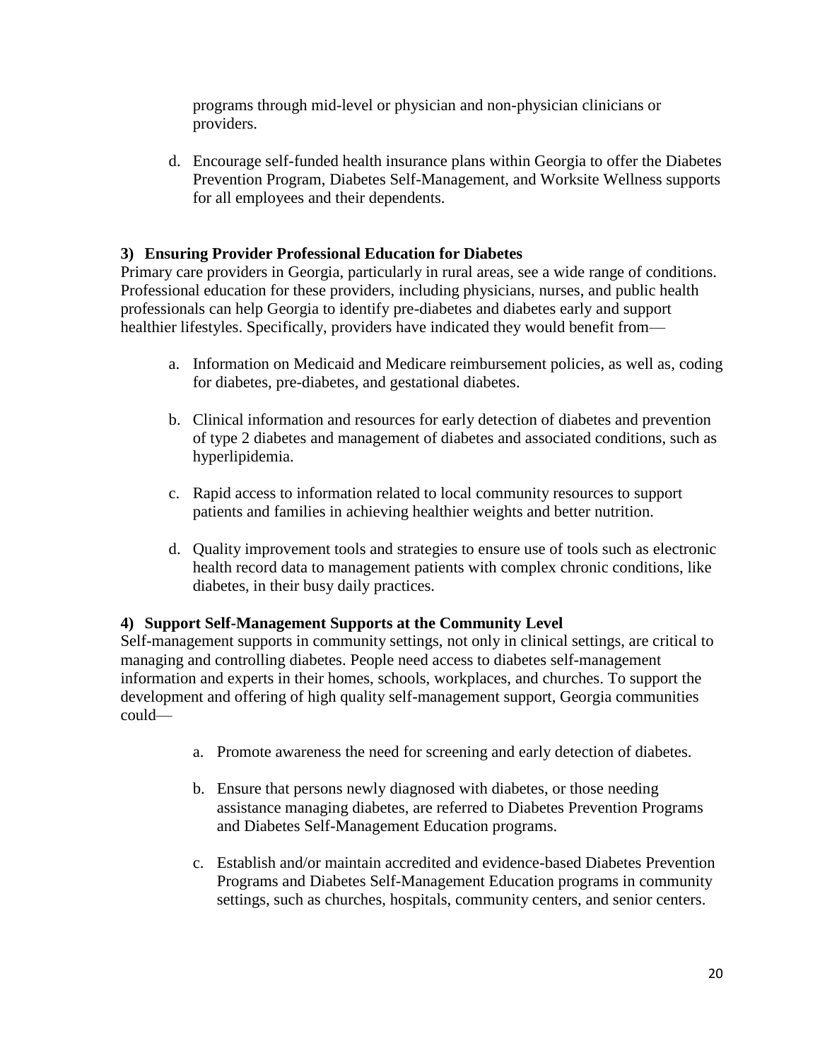programs through mid-level or physician and non-physician clinicians or providers.

d. Encourage self-funded health insurance plans within Georgia to offer the Diabetes Prevention Program, Diabetes Self-Management, and Worksite Wellness supports for all employees and their dependents.

**3) Ensuring Provider Professional Education for Diabetes**

Primary care providers in Georgia, particularly in rural areas, see a wide range of conditions. Professional education for these providers, including physicians, nurses, and public health professionals can help Georgia to identify pre-diabetes and diabetes early and support healthier lifestyles. Specifically, providers have indicated they would benefit from—

a. Information on Medicaid and Medicare reimbursement policies, as well as, coding for diabetes, pre-diabetes, and gestational diabetes.

b. Clinical information and resources for early detection of diabetes and prevention of type 2 diabetes and management of diabetes and associated conditions, such as hyperlipidemia.

c. Rapid access to information related to local community resources to support patients and families in achieving healthier weights and better nutrition.

d. Quality improvement tools and strategies to ensure use of tools such as electronic health record data to management patients with complex chronic conditions, like diabetes, in their busy daily practices.

**4) Support Self-Management Supports at the Community Level**

Self-management supports in community settings, not only in clinical settings, are critical to managing and controlling diabetes. People need access to diabetes self-management information and experts in their homes, schools, workplaces, and churches. To support the development and offering of high quality self-management support, Georgia communities could—

a. Promote awareness the need for screening and early detection of diabetes.

b. Ensure that persons newly diagnosed with diabetes, or those needing assistance managing diabetes, are referred to Diabetes Prevention Programs and Diabetes Self-Management Education programs.

c. Establish and/or maintain accredited and evidence-based Diabetes Prevention Programs and Diabetes Self-Management Education programs in community settings, such as churches, hospitals, community centers, and senior centers.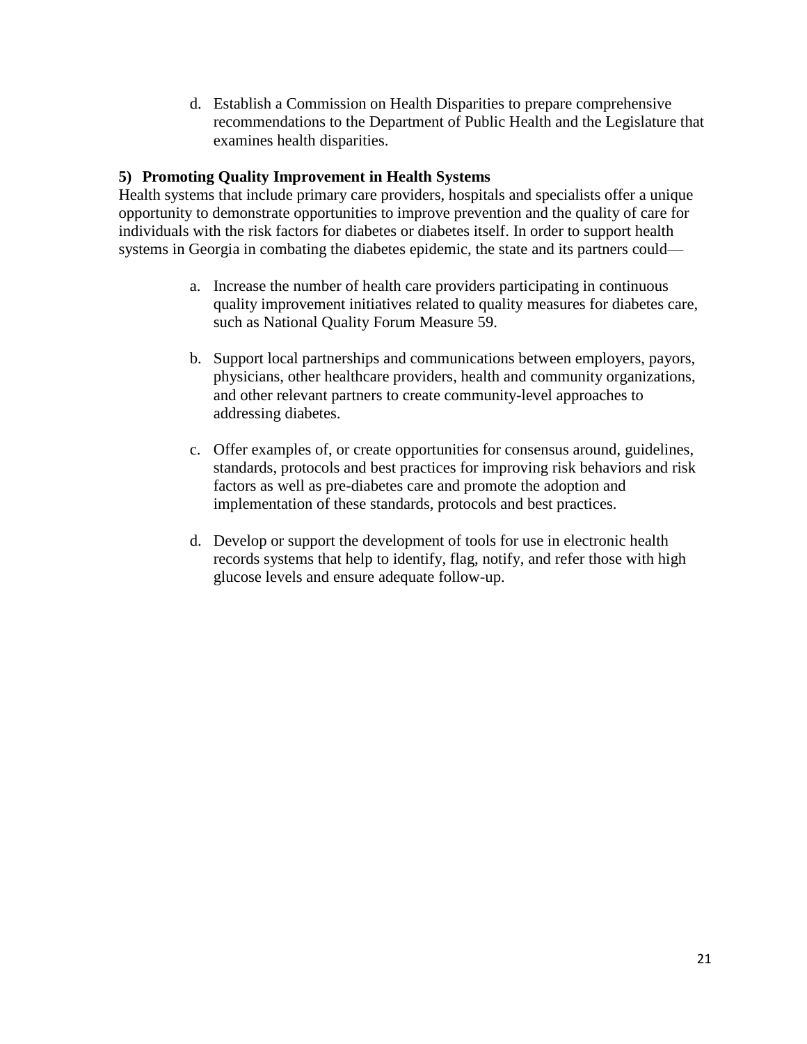d. Establish a Commission on Health Disparities to prepare comprehensive recommendations to the Department of Public Health and the Legislature that examines health disparities.

**5) Promoting Quality Improvement in Health Systems**

Health systems that include primary care providers, hospitals and specialists offer a unique opportunity to demonstrate opportunities to improve prevention and the quality of care for individuals with the risk factors for diabetes or diabetes itself. In order to support health systems in Georgia in combating the diabetes epidemic, the state and its partners could—

a. Increase the number of health care providers participating in continuous quality improvement initiatives related to quality measures for diabetes care, such as National Quality Forum Measure 59.

b. Support local partnerships and communications between employers, payors, physicians, other healthcare providers, health and community organizations, and other relevant partners to create community-level approaches to addressing diabetes.

c. Offer examples of, or create opportunities for consensus around, guidelines, standards, protocols and best practices for improving risk behaviors and risk factors as well as pre-diabetes care and promote the adoption and implementation of these standards, protocols and best practices.

d. Develop or support the development of tools for use in electronic health records systems that help to identify, flag, notify, and refer those with high glucose levels and ensure adequate follow-up.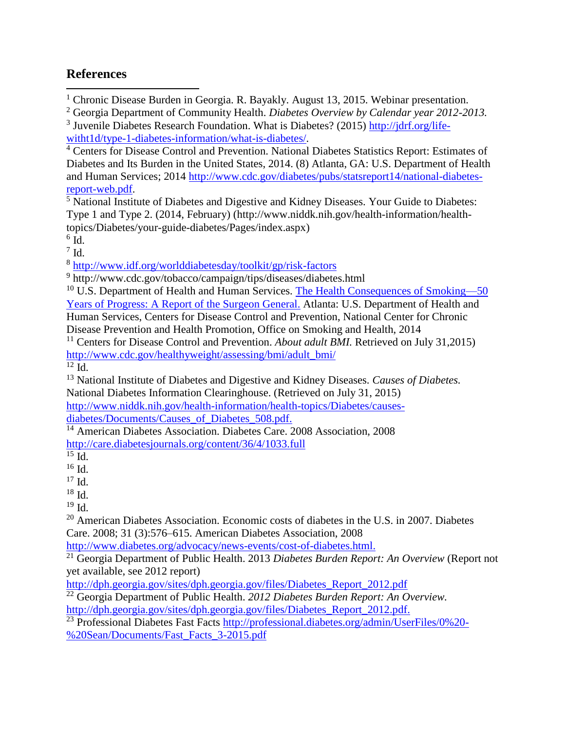## References

[1] Chronic Disease Burden in Georgia. R. Bayakly. August 13, 2015. Webinar presentation.

[2] Georgia Department of Community Health. *Diabetes Overview by Calendar year 2012-2013.*

[3] Juvenile Diabetes Research Foundation. What is Diabetes? (2015) http://jdrf.org/life-witht1d/type-1-diabetes-information/what-is-diabetes/.

[4] Centers for Disease Control and Prevention. National Diabetes Statistics Report: Estimates of Diabetes and Its Burden in the United States, 2014. (8) Atlanta, GA: U.S. Department of Health and Human Services; 2014 http://www.cdc.gov/diabetes/pubs/statsreport14/national-diabetes-report-web.pdf.

[5] National Institute of Diabetes and Digestive and Kidney Diseases. Your Guide to Diabetes: Type 1 and Type 2. (2014, February) (http://www.niddk.nih.gov/health-information/health-topics/Diabetes/your-guide-diabetes/Pages/index.aspx)

[6] Id.

[7] Id.

[8] http://www.idf.org/worlddiabetesday/toolkit/gp/risk-factors

[9] http://www.cdc.gov/tobacco/campaign/tips/diseases/diabetes.html

[10] U.S. Department of Health and Human Services. The Health Consequences of Smoking—50 Years of Progress: A Report of the Surgeon General. Atlanta: U.S. Department of Health and Human Services, Centers for Disease Control and Prevention, National Center for Chronic Disease Prevention and Health Promotion, Office on Smoking and Health, 2014

[11] Centers for Disease Control and Prevention. *About adult BMI.* Retrieved on July 31,2015) http://www.cdc.gov/healthyweight/assessing/bmi/adult_bmi/

[12] Id.

[13] National Institute of Diabetes and Digestive and Kidney Diseases. *Causes of Diabetes.* National Diabetes Information Clearinghouse. (Retrieved on July 31, 2015) http://www.niddk.nih.gov/health-information/health-topics/Diabetes/causes-diabetes/Documents/Causes_of_Diabetes_508.pdf.

[14] American Diabetes Association. Diabetes Care. 2008 Association, 2008 http://care.diabetesjournals.org/content/36/4/1033.full

[15] Id.

[16] Id.

[17] Id.

[18] Id.

[19] Id.

[20] American Diabetes Association. Economic costs of diabetes in the U.S. in 2007. Diabetes Care. 2008; 31 (3):576–615. American Diabetes Association, 2008 http://www.diabetes.org/advocacy/news-events/cost-of-diabetes.html.

[21] Georgia Department of Public Health. 2013 *Diabetes Burden Report: An Overview* (Report not yet available, see 2012 report) http://dph.georgia.gov/sites/dph.georgia.gov/files/Diabetes_Report_2012.pdf

[22] Georgia Department of Public Health. *2012 Diabetes Burden Report: An Overview.* http://dph.georgia.gov/sites/dph.georgia.gov/files/Diabetes_Report_2012.pdf.

[23] Professional Diabetes Fast Facts http://professional.diabetes.org/admin/UserFiles/0%20-%20Sean/Documents/Fast_Facts_3-2015.pdf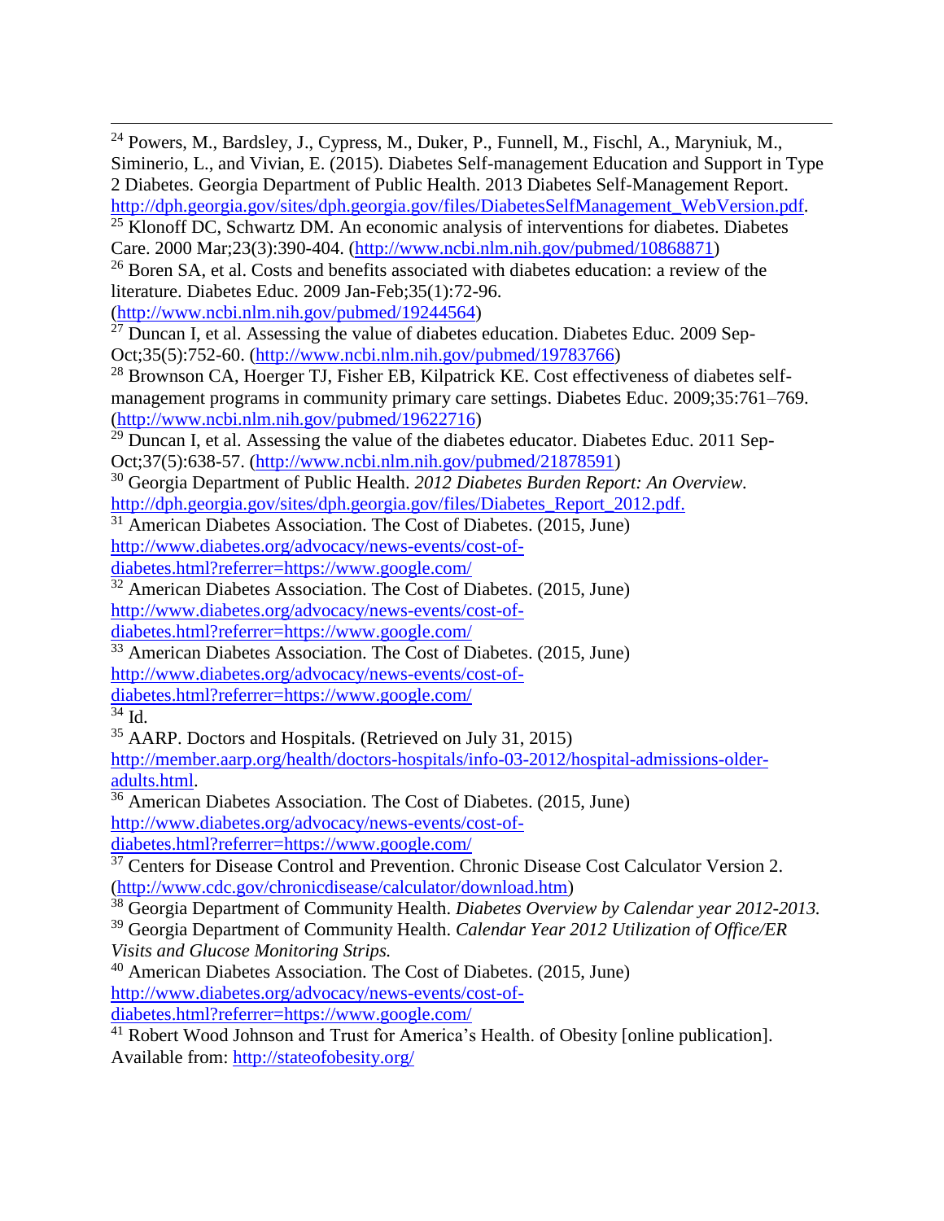[24] Powers, M., Bardsley, J., Cypress, M., Duker, P., Funnell, M., Fischl, A., Maryniuk, M., Siminerio, L., and Vivian, E. (2015). Diabetes Self-management Education and Support in Type 2 Diabetes. Georgia Department of Public Health. 2013 Diabetes Self-Management Report. http://dph.georgia.gov/sites/dph.georgia.gov/files/DiabetesSelfManagement_WebVersion.pdf.

[25] Klonoff DC, Schwartz DM. An economic analysis of interventions for diabetes. Diabetes Care. 2000 Mar;23(3):390-404. (http://www.ncbi.nlm.nih.gov/pubmed/10868871)

[26] Boren SA, et al. Costs and benefits associated with diabetes education: a review of the literature. Diabetes Educ. 2009 Jan-Feb;35(1):72-96. (http://www.ncbi.nlm.nih.gov/pubmed/19244564)

[27] Duncan I, et al. Assessing the value of diabetes education. Diabetes Educ. 2009 Sep-Oct;35(5):752-60. (http://www.ncbi.nlm.nih.gov/pubmed/19783766)

[28] Brownson CA, Hoerger TJ, Fisher EB, Kilpatrick KE. Cost effectiveness of diabetes self-management programs in community primary care settings. Diabetes Educ. 2009;35:761–769. (http://www.ncbi.nlm.nih.gov/pubmed/19622716)

[29] Duncan I, et al. Assessing the value of the diabetes educator. Diabetes Educ. 2011 Sep-Oct;37(5):638-57. (http://www.ncbi.nlm.nih.gov/pubmed/21878591)

[30] Georgia Department of Public Health. *2012 Diabetes Burden Report: An Overview.* http://dph.georgia.gov/sites/dph.georgia.gov/files/Diabetes_Report_2012.pdf.

[31] American Diabetes Association. The Cost of Diabetes. (2015, June) http://www.diabetes.org/advocacy/news-events/cost-of-diabetes.html?referrer=https://www.google.com/

[32] American Diabetes Association. The Cost of Diabetes. (2015, June) http://www.diabetes.org/advocacy/news-events/cost-of-diabetes.html?referrer=https://www.google.com/

[33] American Diabetes Association. The Cost of Diabetes. (2015, June) http://www.diabetes.org/advocacy/news-events/cost-of-diabetes.html?referrer=https://www.google.com/

[34] Id.

[35] AARP. Doctors and Hospitals. (Retrieved on July 31, 2015) http://member.aarp.org/health/doctors-hospitals/info-03-2012/hospital-admissions-older-adults.html.

[36] American Diabetes Association. The Cost of Diabetes. (2015, June) http://www.diabetes.org/advocacy/news-events/cost-of-diabetes.html?referrer=https://www.google.com/

[37] Centers for Disease Control and Prevention. Chronic Disease Cost Calculator Version 2. (http://www.cdc.gov/chronicdisease/calculator/download.htm)

[38] Georgia Department of Community Health. *Diabetes Overview by Calendar year 2012-2013.*

[39] Georgia Department of Community Health. *Calendar Year 2012 Utilization of Office/ER Visits and Glucose Monitoring Strips.*

[40] American Diabetes Association. The Cost of Diabetes. (2015, June) http://www.diabetes.org/advocacy/news-events/cost-of-diabetes.html?referrer=https://www.google.com/

[41] Robert Wood Johnson and Trust for America's Health. of Obesity [online publication]. Available from: http://stateofobesity.org/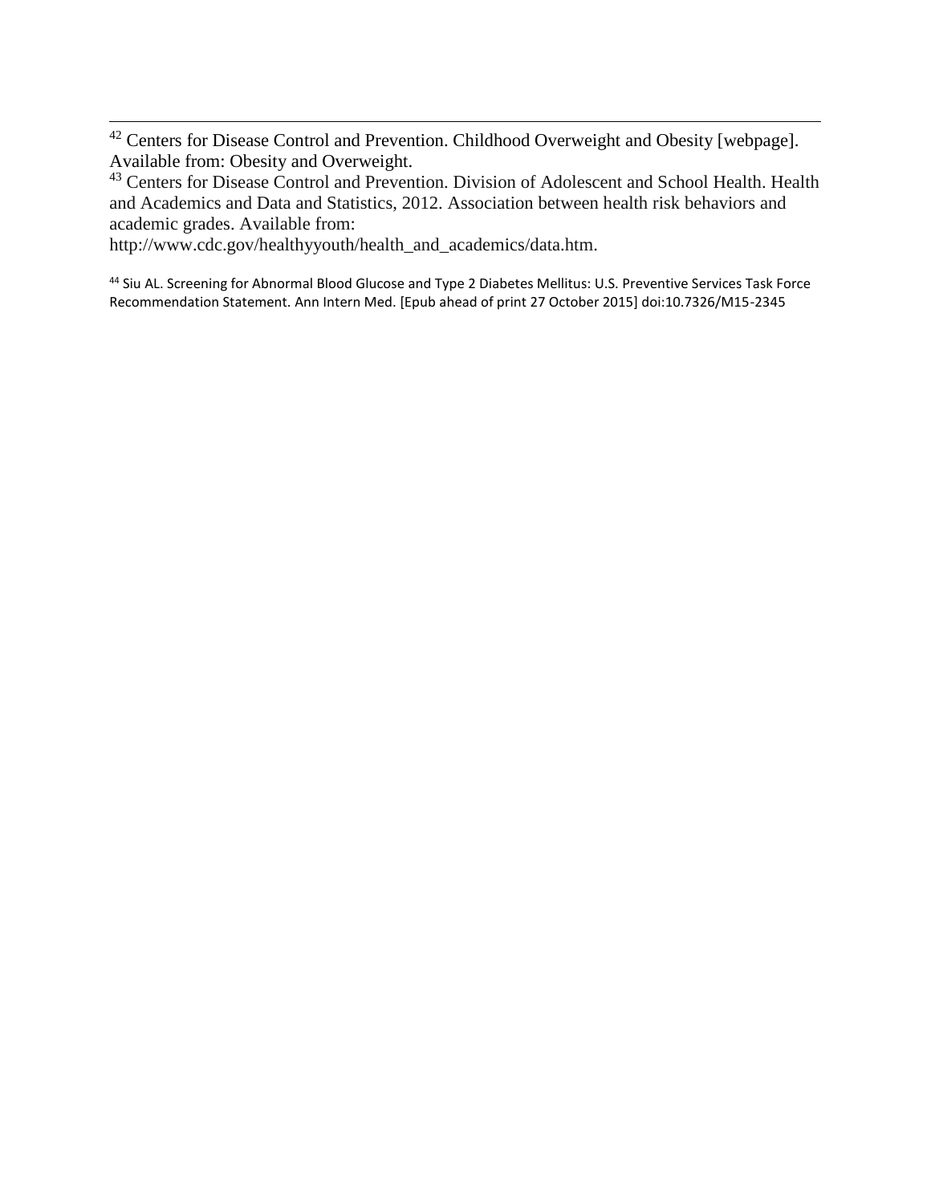[42] Centers for Disease Control and Prevention. Childhood Overweight and Obesity [webpage]. Available from: Obesity and Overweight.

[43] Centers for Disease Control and Prevention. Division of Adolescent and School Health. Health and Academics and Data and Statistics, 2012. Association between health risk behaviors and academic grades. Available from: http://www.cdc.gov/healthyyouth/health_and_academics/data.htm.

[44] Siu AL. Screening for Abnormal Blood Glucose and Type 2 Diabetes Mellitus: U.S. Preventive Services Task Force Recommendation Statement. Ann Intern Med. [Epub ahead of print 27 October 2015] doi:10.7326/M15-2345